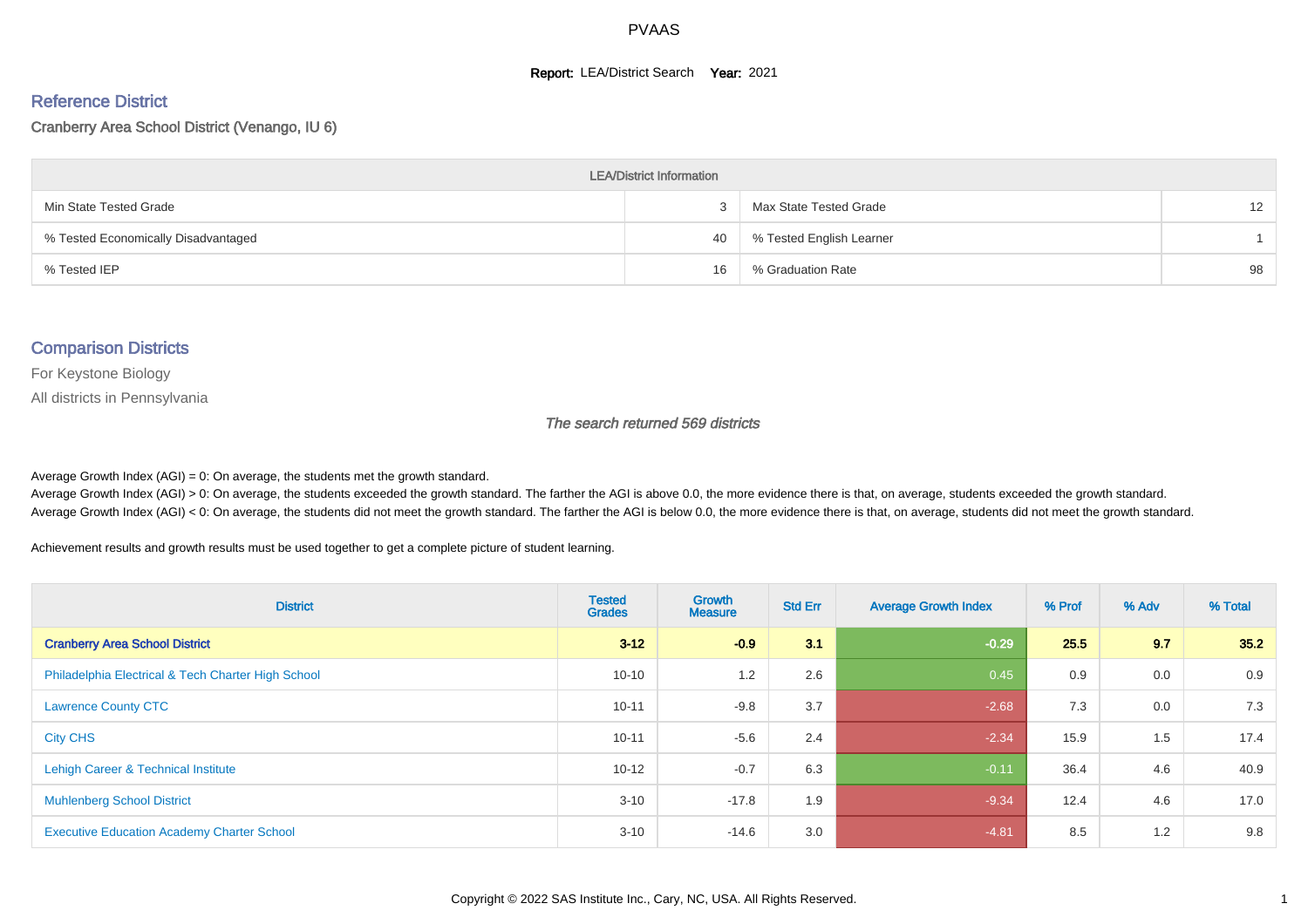# PVAAS

**Report:** LEA/District Search **Year:** 2021

## Reference District

Cranberry Area School District (Venango, IU 6)

| LEA/District Information | | | |
|---|---|---|---|
| Min State Tested Grade | 3 | Max State Tested Grade | 12 |
| % Tested Economically Disadvantaged | 40 | % Tested English Learner | 1 |
| % Tested IEP | 16 | % Graduation Rate | 98 |

## Comparison Districts

For Keystone Biology

All districts in Pennsylvania

*The search returned 569 districts*

Average Growth Index (AGI) = 0: On average, the students met the growth standard.
Average Growth Index (AGI) > 0: On average, the students exceeded the growth standard. The farther the AGI is above 0.0, the more evidence there is that, on average, students exceeded the growth standard.
Average Growth Index (AGI) < 0: On average, the students did not meet the growth standard. The farther the AGI is below 0.0, the more evidence there is that, on average, students did not meet the growth standard.

Achievement results and growth results must be used together to get a complete picture of student learning.

| District | Tested Grades | Growth Measure | Std Err | Average Growth Index | % Prof | % Adv | % Total |
|---|---|---|---|---|---|---|---|
| **Cranberry Area School District** | **3-12** | **-0.9** | **3.1** | **-0.29** | **25.5** | **9.7** | **35.2** |
| Philadelphia Electrical & Tech Charter High School | 10-10 | 1.2 | 2.6 | 0.45 | 0.9 | 0.0 | 0.9 |
| Lawrence County CTC | 10-11 | -9.8 | 3.7 | -2.68 | 7.3 | 0.0 | 7.3 |
| City CHS | 10-11 | -5.6 | 2.4 | -2.34 | 15.9 | 1.5 | 17.4 |
| Lehigh Career & Technical Institute | 10-12 | -0.7 | 6.3 | -0.11 | 36.4 | 4.6 | 40.9 |
| Muhlenberg School District | 3-10 | -17.8 | 1.9 | -9.34 | 12.4 | 4.6 | 17.0 |
| Executive Education Academy Charter School | 3-10 | -14.6 | 3.0 | -4.81 | 8.5 | 1.2 | 9.8 |

Copyright © 2022 SAS Institute Inc., Cary, NC, USA. All Rights Reserved.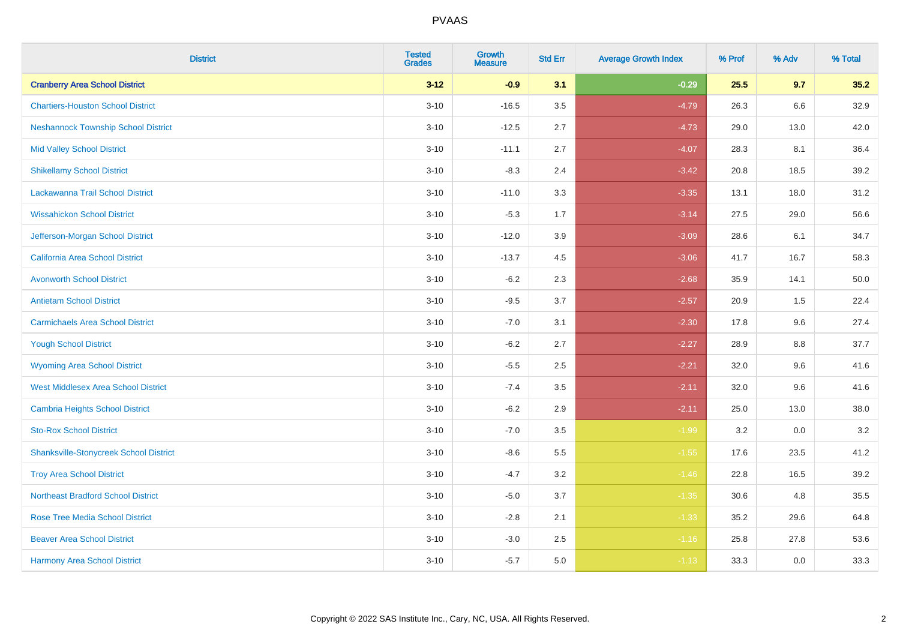| District | Tested Grades | Growth Measure | Std Err | Average Growth Index | % Prof | % Adv | % Total |
|---|---|---|---|---|---|---|---|
| **Cranberry Area School District** | **3-12** | **-0.9** | **3.1** | **-0.29** | **25.5** | **9.7** | **35.2** |
| Chartiers-Houston School District | 3-10 | -16.5 | 3.5 | -4.79 | 26.3 | 6.6 | 32.9 |
| Neshannock Township School District | 3-10 | -12.5 | 2.7 | -4.73 | 29.0 | 13.0 | 42.0 |
| Mid Valley School District | 3-10 | -11.1 | 2.7 | -4.07 | 28.3 | 8.1 | 36.4 |
| Shikellamy School District | 3-10 | -8.3 | 2.4 | -3.42 | 20.8 | 18.5 | 39.2 |
| Lackawanna Trail School District | 3-10 | -11.0 | 3.3 | -3.35 | 13.1 | 18.0 | 31.2 |
| Wissahickon School District | 3-10 | -5.3 | 1.7 | -3.14 | 27.5 | 29.0 | 56.6 |
| Jefferson-Morgan School District | 3-10 | -12.0 | 3.9 | -3.09 | 28.6 | 6.1 | 34.7 |
| California Area School District | 3-10 | -13.7 | 4.5 | -3.06 | 41.7 | 16.7 | 58.3 |
| Avonworth School District | 3-10 | -6.2 | 2.3 | -2.68 | 35.9 | 14.1 | 50.0 |
| Antietam School District | 3-10 | -9.5 | 3.7 | -2.57 | 20.9 | 1.5 | 22.4 |
| Carmichaels Area School District | 3-10 | -7.0 | 3.1 | -2.30 | 17.8 | 9.6 | 27.4 |
| Yough School District | 3-10 | -6.2 | 2.7 | -2.27 | 28.9 | 8.8 | 37.7 |
| Wyoming Area School District | 3-10 | -5.5 | 2.5 | -2.21 | 32.0 | 9.6 | 41.6 |
| West Middlesex Area School District | 3-10 | -7.4 | 3.5 | -2.11 | 32.0 | 9.6 | 41.6 |
| Cambria Heights School District | 3-10 | -6.2 | 2.9 | -2.11 | 25.0 | 13.0 | 38.0 |
| Sto-Rox School District | 3-10 | -7.0 | 3.5 | -1.99 | 3.2 | 0.0 | 3.2 |
| Shanksville-Stonycreek School District | 3-10 | -8.6 | 5.5 | -1.55 | 17.6 | 23.5 | 41.2 |
| Troy Area School District | 3-10 | -4.7 | 3.2 | -1.46 | 22.8 | 16.5 | 39.2 |
| Northeast Bradford School District | 3-10 | -5.0 | 3.7 | -1.35 | 30.6 | 4.8 | 35.5 |
| Rose Tree Media School District | 3-10 | -2.8 | 2.1 | -1.33 | 35.2 | 29.6 | 64.8 |
| Beaver Area School District | 3-10 | -3.0 | 2.5 | -1.16 | 25.8 | 27.8 | 53.6 |
| Harmony Area School District | 3-10 | -5.7 | 5.0 | -1.13 | 33.3 | 0.0 | 33.3 |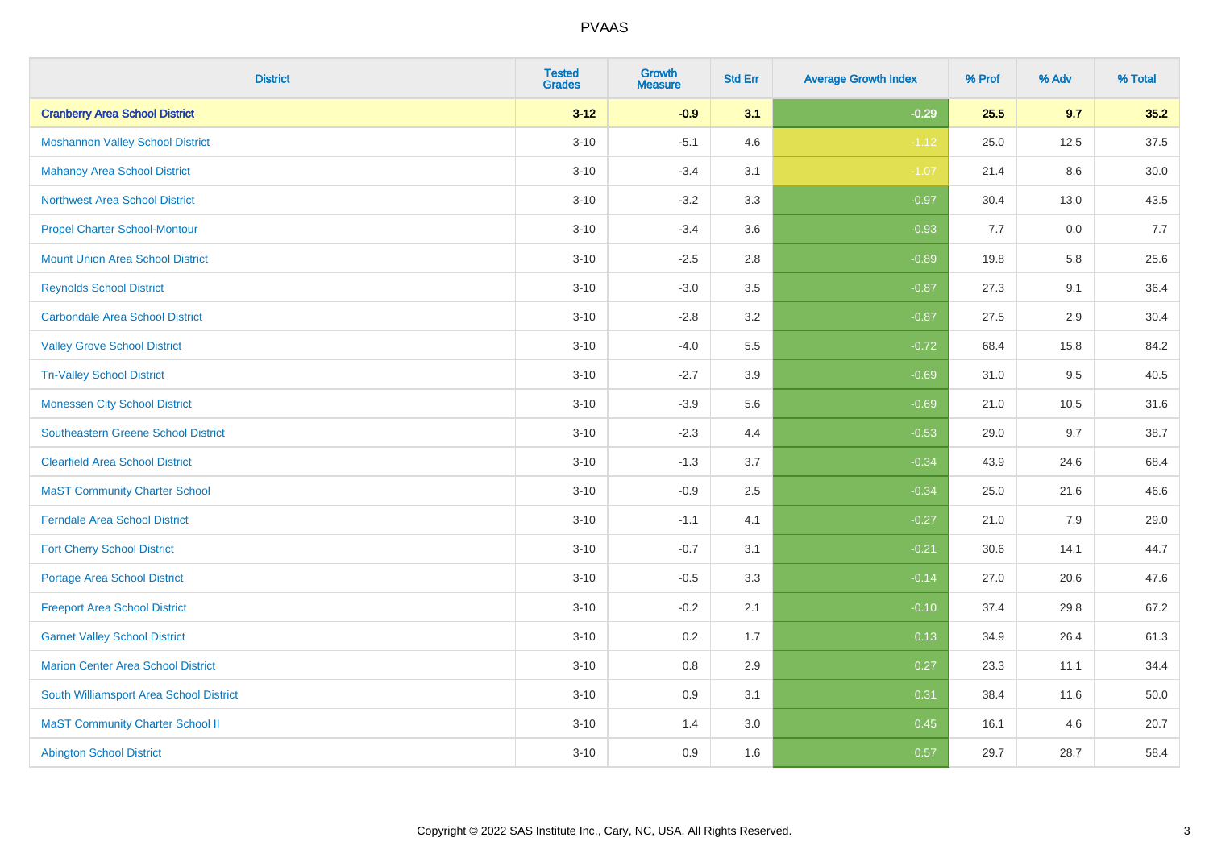| District | Tested Grades | Growth Measure | Std Err | Average Growth Index | % Prof | % Adv | % Total |
|---|---|---|---|---|---|---|---|
| **Cranberry Area School District** | **3-12** | **-0.9** | **3.1** | **-0.29** | **25.5** | **9.7** | **35.2** |
| Moshannon Valley School District | 3-10 | -5.1 | 4.6 | -1.12 | 25.0 | 12.5 | 37.5 |
| Mahanoy Area School District | 3-10 | -3.4 | 3.1 | -1.07 | 21.4 | 8.6 | 30.0 |
| Northwest Area School District | 3-10 | -3.2 | 3.3 | -0.97 | 30.4 | 13.0 | 43.5 |
| Propel Charter School-Montour | 3-10 | -3.4 | 3.6 | -0.93 | 7.7 | 0.0 | 7.7 |
| Mount Union Area School District | 3-10 | -2.5 | 2.8 | -0.89 | 19.8 | 5.8 | 25.6 |
| Reynolds School District | 3-10 | -3.0 | 3.5 | -0.87 | 27.3 | 9.1 | 36.4 |
| Carbondale Area School District | 3-10 | -2.8 | 3.2 | -0.87 | 27.5 | 2.9 | 30.4 |
| Valley Grove School District | 3-10 | -4.0 | 5.5 | -0.72 | 68.4 | 15.8 | 84.2 |
| Tri-Valley School District | 3-10 | -2.7 | 3.9 | -0.69 | 31.0 | 9.5 | 40.5 |
| Monessen City School District | 3-10 | -3.9 | 5.6 | -0.69 | 21.0 | 10.5 | 31.6 |
| Southeastern Greene School District | 3-10 | -2.3 | 4.4 | -0.53 | 29.0 | 9.7 | 38.7 |
| Clearfield Area School District | 3-10 | -1.3 | 3.7 | -0.34 | 43.9 | 24.6 | 68.4 |
| MaST Community Charter School | 3-10 | -0.9 | 2.5 | -0.34 | 25.0 | 21.6 | 46.6 |
| Ferndale Area School District | 3-10 | -1.1 | 4.1 | -0.27 | 21.0 | 7.9 | 29.0 |
| Fort Cherry School District | 3-10 | -0.7 | 3.1 | -0.21 | 30.6 | 14.1 | 44.7 |
| Portage Area School District | 3-10 | -0.5 | 3.3 | -0.14 | 27.0 | 20.6 | 47.6 |
| Freeport Area School District | 3-10 | -0.2 | 2.1 | -0.10 | 37.4 | 29.8 | 67.2 |
| Garnet Valley School District | 3-10 | 0.2 | 1.7 | 0.13 | 34.9 | 26.4 | 61.3 |
| Marion Center Area School District | 3-10 | 0.8 | 2.9 | 0.27 | 23.3 | 11.1 | 34.4 |
| South Williamsport Area School District | 3-10 | 0.9 | 3.1 | 0.31 | 38.4 | 11.6 | 50.0 |
| MaST Community Charter School II | 3-10 | 1.4 | 3.0 | 0.45 | 16.1 | 4.6 | 20.7 |
| Abington School District | 3-10 | 0.9 | 1.6 | 0.57 | 29.7 | 28.7 | 58.4 |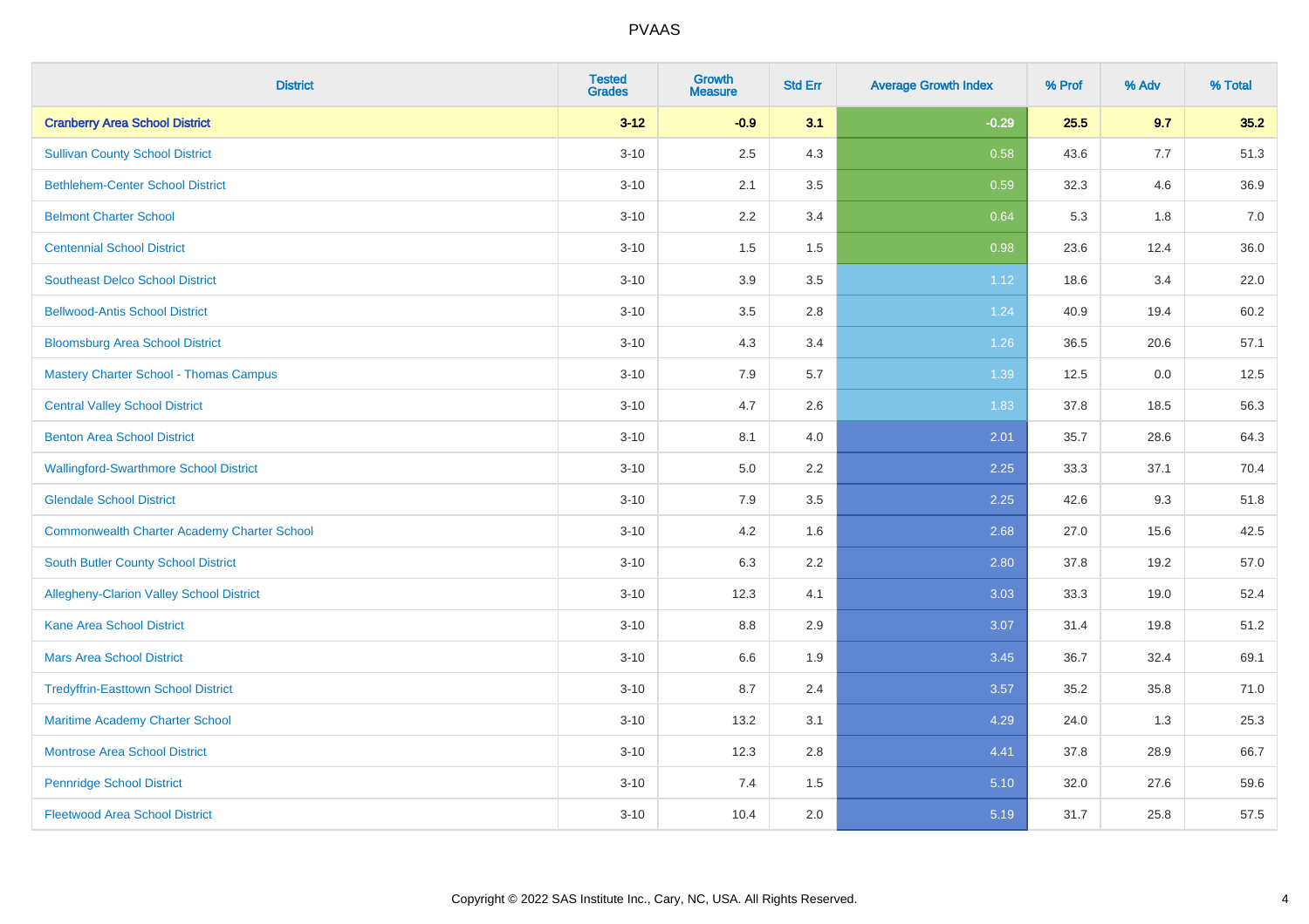# PVAAS

| District | Tested Grades | Growth Measure | Std Err | Average Growth Index | % Prof | % Adv | % Total |
|---|---|---|---|---|---|---|---|
| **Cranberry Area School District** | **3-12** | **-0.9** | **3.1** | **-0.29** | **25.5** | **9.7** | **35.2** |
| Sullivan County School District | 3-10 | 2.5 | 4.3 | 0.58 | 43.6 | 7.7 | 51.3 |
| Bethlehem-Center School District | 3-10 | 2.1 | 3.5 | 0.59 | 32.3 | 4.6 | 36.9 |
| Belmont Charter School | 3-10 | 2.2 | 3.4 | 0.64 | 5.3 | 1.8 | 7.0 |
| Centennial School District | 3-10 | 1.5 | 1.5 | 0.98 | 23.6 | 12.4 | 36.0 |
| Southeast Delco School District | 3-10 | 3.9 | 3.5 | 1.12 | 18.6 | 3.4 | 22.0 |
| Bellwood-Antis School District | 3-10 | 3.5 | 2.8 | 1.24 | 40.9 | 19.4 | 60.2 |
| Bloomsburg Area School District | 3-10 | 4.3 | 3.4 | 1.26 | 36.5 | 20.6 | 57.1 |
| Mastery Charter School - Thomas Campus | 3-10 | 7.9 | 5.7 | 1.39 | 12.5 | 0.0 | 12.5 |
| Central Valley School District | 3-10 | 4.7 | 2.6 | 1.83 | 37.8 | 18.5 | 56.3 |
| Benton Area School District | 3-10 | 8.1 | 4.0 | 2.01 | 35.7 | 28.6 | 64.3 |
| Wallingford-Swarthmore School District | 3-10 | 5.0 | 2.2 | 2.25 | 33.3 | 37.1 | 70.4 |
| Glendale School District | 3-10 | 7.9 | 3.5 | 2.25 | 42.6 | 9.3 | 51.8 |
| Commonwealth Charter Academy Charter School | 3-10 | 4.2 | 1.6 | 2.68 | 27.0 | 15.6 | 42.5 |
| South Butler County School District | 3-10 | 6.3 | 2.2 | 2.80 | 37.8 | 19.2 | 57.0 |
| Allegheny-Clarion Valley School District | 3-10 | 12.3 | 4.1 | 3.03 | 33.3 | 19.0 | 52.4 |
| Kane Area School District | 3-10 | 8.8 | 2.9 | 3.07 | 31.4 | 19.8 | 51.2 |
| Mars Area School District | 3-10 | 6.6 | 1.9 | 3.45 | 36.7 | 32.4 | 69.1 |
| Tredyffrin-Easttown School District | 3-10 | 8.7 | 2.4 | 3.57 | 35.2 | 35.8 | 71.0 |
| Maritime Academy Charter School | 3-10 | 13.2 | 3.1 | 4.29 | 24.0 | 1.3 | 25.3 |
| Montrose Area School District | 3-10 | 12.3 | 2.8 | 4.41 | 37.8 | 28.9 | 66.7 |
| Pennridge School District | 3-10 | 7.4 | 1.5 | 5.10 | 32.0 | 27.6 | 59.6 |
| Fleetwood Area School District | 3-10 | 10.4 | 2.0 | 5.19 | 31.7 | 25.8 | 57.5 |

Copyright © 2022 SAS Institute Inc., Cary, NC, USA. All Rights Reserved.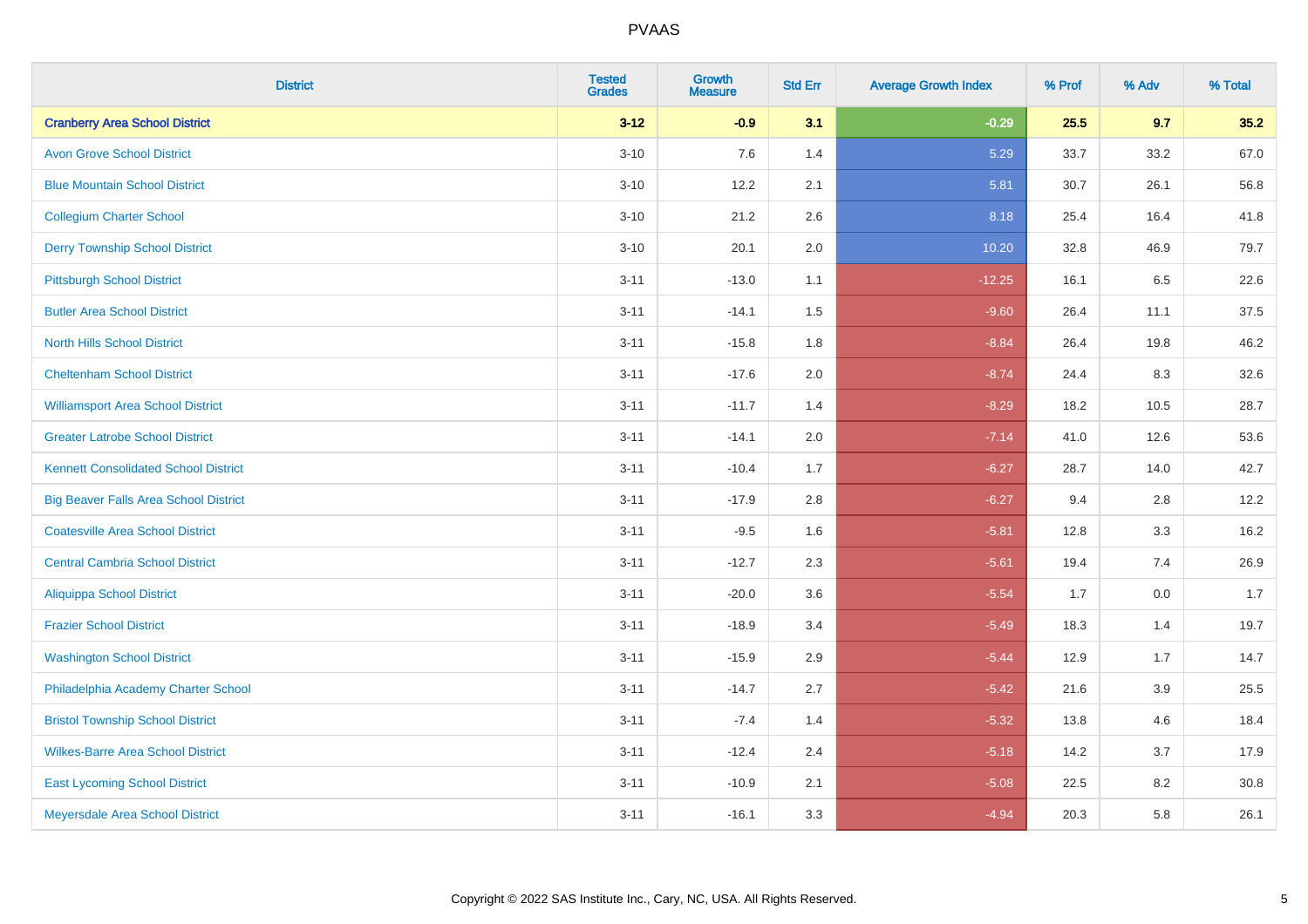| District | Tested Grades | Growth Measure | Std Err | Average Growth Index | % Prof | % Adv | % Total |
|---|---|---|---|---|---|---|---|
| **Cranberry Area School District** | **3-12** | **-0.9** | **3.1** | **-0.29** | **25.5** | **9.7** | **35.2** |
| Avon Grove School District | 3-10 | 7.6 | 1.4 | 5.29 | 33.7 | 33.2 | 67.0 |
| Blue Mountain School District | 3-10 | 12.2 | 2.1 | 5.81 | 30.7 | 26.1 | 56.8 |
| Collegium Charter School | 3-10 | 21.2 | 2.6 | 8.18 | 25.4 | 16.4 | 41.8 |
| Derry Township School District | 3-10 | 20.1 | 2.0 | 10.20 | 32.8 | 46.9 | 79.7 |
| Pittsburgh School District | 3-11 | -13.0 | 1.1 | -12.25 | 16.1 | 6.5 | 22.6 |
| Butler Area School District | 3-11 | -14.1 | 1.5 | -9.60 | 26.4 | 11.1 | 37.5 |
| North Hills School District | 3-11 | -15.8 | 1.8 | -8.84 | 26.4 | 19.8 | 46.2 |
| Cheltenham School District | 3-11 | -17.6 | 2.0 | -8.74 | 24.4 | 8.3 | 32.6 |
| Williamsport Area School District | 3-11 | -11.7 | 1.4 | -8.29 | 18.2 | 10.5 | 28.7 |
| Greater Latrobe School District | 3-11 | -14.1 | 2.0 | -7.14 | 41.0 | 12.6 | 53.6 |
| Kennett Consolidated School District | 3-11 | -10.4 | 1.7 | -6.27 | 28.7 | 14.0 | 42.7 |
| Big Beaver Falls Area School District | 3-11 | -17.9 | 2.8 | -6.27 | 9.4 | 2.8 | 12.2 |
| Coatesville Area School District | 3-11 | -9.5 | 1.6 | -5.81 | 12.8 | 3.3 | 16.2 |
| Central Cambria School District | 3-11 | -12.7 | 2.3 | -5.61 | 19.4 | 7.4 | 26.9 |
| Aliquippa School District | 3-11 | -20.0 | 3.6 | -5.54 | 1.7 | 0.0 | 1.7 |
| Frazier School District | 3-11 | -18.9 | 3.4 | -5.49 | 18.3 | 1.4 | 19.7 |
| Washington School District | 3-11 | -15.9 | 2.9 | -5.44 | 12.9 | 1.7 | 14.7 |
| Philadelphia Academy Charter School | 3-11 | -14.7 | 2.7 | -5.42 | 21.6 | 3.9 | 25.5 |
| Bristol Township School District | 3-11 | -7.4 | 1.4 | -5.32 | 13.8 | 4.6 | 18.4 |
| Wilkes-Barre Area School District | 3-11 | -12.4 | 2.4 | -5.18 | 14.2 | 3.7 | 17.9 |
| East Lycoming School District | 3-11 | -10.9 | 2.1 | -5.08 | 22.5 | 8.2 | 30.8 |
| Meyersdale Area School District | 3-11 | -16.1 | 3.3 | -4.94 | 20.3 | 5.8 | 26.1 |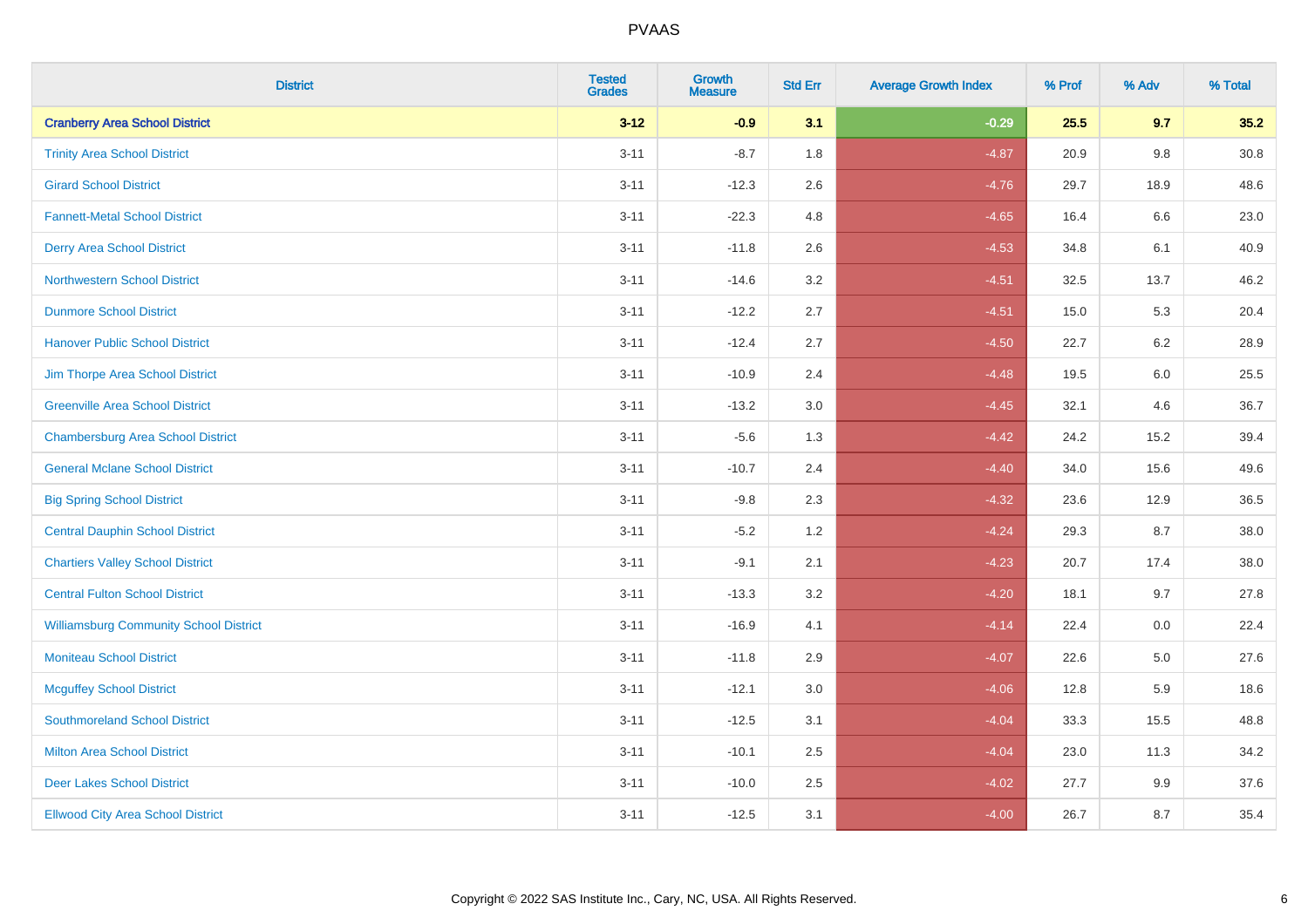# PVAAS

| District | Tested Grades | Growth Measure | Std Err | Average Growth Index | % Prof | % Adv | % Total |
|---|---|---|---|---|---|---|---|
| **Cranberry Area School District** | **3-12** | **-0.9** | **3.1** | **-0.29** | **25.5** | **9.7** | **35.2** |
| Trinity Area School District | 3-11 | -8.7 | 1.8 | -4.87 | 20.9 | 9.8 | 30.8 |
| Girard School District | 3-11 | -12.3 | 2.6 | -4.76 | 29.7 | 18.9 | 48.6 |
| Fannett-Metal School District | 3-11 | -22.3 | 4.8 | -4.65 | 16.4 | 6.6 | 23.0 |
| Derry Area School District | 3-11 | -11.8 | 2.6 | -4.53 | 34.8 | 6.1 | 40.9 |
| Northwestern School District | 3-11 | -14.6 | 3.2 | -4.51 | 32.5 | 13.7 | 46.2 |
| Dunmore School District | 3-11 | -12.2 | 2.7 | -4.51 | 15.0 | 5.3 | 20.4 |
| Hanover Public School District | 3-11 | -12.4 | 2.7 | -4.50 | 22.7 | 6.2 | 28.9 |
| Jim Thorpe Area School District | 3-11 | -10.9 | 2.4 | -4.48 | 19.5 | 6.0 | 25.5 |
| Greenville Area School District | 3-11 | -13.2 | 3.0 | -4.45 | 32.1 | 4.6 | 36.7 |
| Chambersburg Area School District | 3-11 | -5.6 | 1.3 | -4.42 | 24.2 | 15.2 | 39.4 |
| General Mclane School District | 3-11 | -10.7 | 2.4 | -4.40 | 34.0 | 15.6 | 49.6 |
| Big Spring School District | 3-11 | -9.8 | 2.3 | -4.32 | 23.6 | 12.9 | 36.5 |
| Central Dauphin School District | 3-11 | -5.2 | 1.2 | -4.24 | 29.3 | 8.7 | 38.0 |
| Chartiers Valley School District | 3-11 | -9.1 | 2.1 | -4.23 | 20.7 | 17.4 | 38.0 |
| Central Fulton School District | 3-11 | -13.3 | 3.2 | -4.20 | 18.1 | 9.7 | 27.8 |
| Williamsburg Community School District | 3-11 | -16.9 | 4.1 | -4.14 | 22.4 | 0.0 | 22.4 |
| Moniteau School District | 3-11 | -11.8 | 2.9 | -4.07 | 22.6 | 5.0 | 27.6 |
| Mcguffey School District | 3-11 | -12.1 | 3.0 | -4.06 | 12.8 | 5.9 | 18.6 |
| Southmoreland School District | 3-11 | -12.5 | 3.1 | -4.04 | 33.3 | 15.5 | 48.8 |
| Milton Area School District | 3-11 | -10.1 | 2.5 | -4.04 | 23.0 | 11.3 | 34.2 |
| Deer Lakes School District | 3-11 | -10.0 | 2.5 | -4.02 | 27.7 | 9.9 | 37.6 |
| Ellwood City Area School District | 3-11 | -12.5 | 3.1 | -4.00 | 26.7 | 8.7 | 35.4 |

Copyright © 2022 SAS Institute Inc., Cary, NC, USA. All Rights Reserved.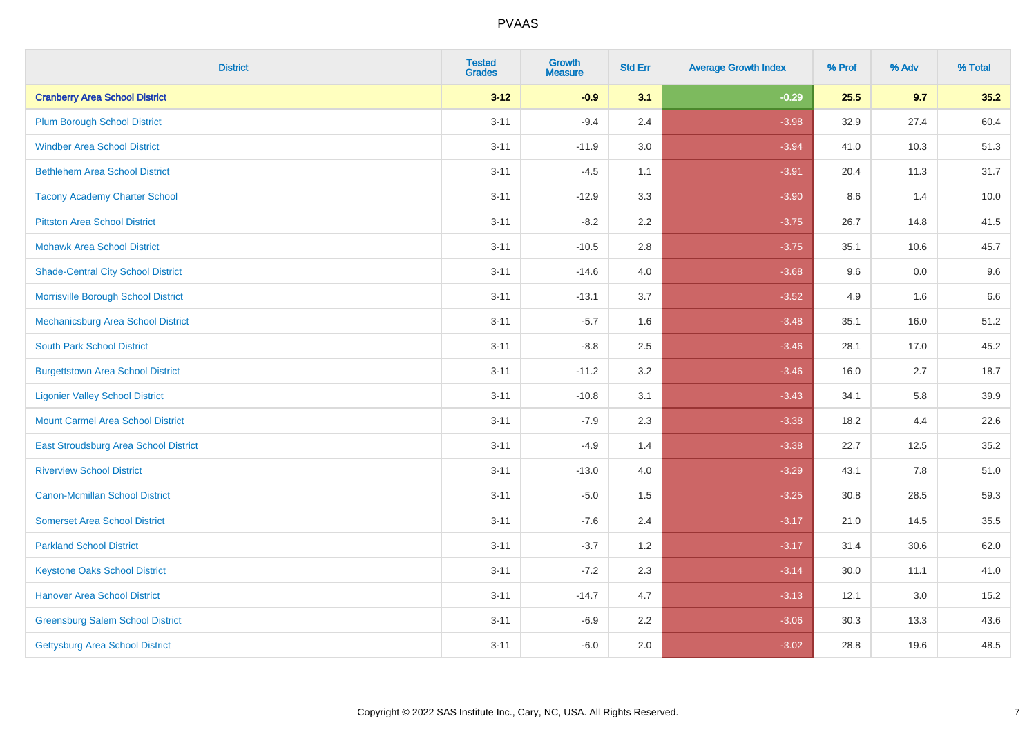| District | Tested Grades | Growth Measure | Std Err | Average Growth Index | % Prof | % Adv | % Total |
|---|---|---|---|---|---|---|---|
| **Cranberry Area School District** | **3-12** | **-0.9** | **3.1** | **-0.29** | **25.5** | **9.7** | **35.2** |
| Plum Borough School District | 3-11 | -9.4 | 2.4 | -3.98 | 32.9 | 27.4 | 60.4 |
| Windber Area School District | 3-11 | -11.9 | 3.0 | -3.94 | 41.0 | 10.3 | 51.3 |
| Bethlehem Area School District | 3-11 | -4.5 | 1.1 | -3.91 | 20.4 | 11.3 | 31.7 |
| Tacony Academy Charter School | 3-11 | -12.9 | 3.3 | -3.90 | 8.6 | 1.4 | 10.0 |
| Pittston Area School District | 3-11 | -8.2 | 2.2 | -3.75 | 26.7 | 14.8 | 41.5 |
| Mohawk Area School District | 3-11 | -10.5 | 2.8 | -3.75 | 35.1 | 10.6 | 45.7 |
| Shade-Central City School District | 3-11 | -14.6 | 4.0 | -3.68 | 9.6 | 0.0 | 9.6 |
| Morrisville Borough School District | 3-11 | -13.1 | 3.7 | -3.52 | 4.9 | 1.6 | 6.6 |
| Mechanicsburg Area School District | 3-11 | -5.7 | 1.6 | -3.48 | 35.1 | 16.0 | 51.2 |
| South Park School District | 3-11 | -8.8 | 2.5 | -3.46 | 28.1 | 17.0 | 45.2 |
| Burgettstown Area School District | 3-11 | -11.2 | 3.2 | -3.46 | 16.0 | 2.7 | 18.7 |
| Ligonier Valley School District | 3-11 | -10.8 | 3.1 | -3.43 | 34.1 | 5.8 | 39.9 |
| Mount Carmel Area School District | 3-11 | -7.9 | 2.3 | -3.38 | 18.2 | 4.4 | 22.6 |
| East Stroudsburg Area School District | 3-11 | -4.9 | 1.4 | -3.38 | 22.7 | 12.5 | 35.2 |
| Riverview School District | 3-11 | -13.0 | 4.0 | -3.29 | 43.1 | 7.8 | 51.0 |
| Canon-Mcmillan School District | 3-11 | -5.0 | 1.5 | -3.25 | 30.8 | 28.5 | 59.3 |
| Somerset Area School District | 3-11 | -7.6 | 2.4 | -3.17 | 21.0 | 14.5 | 35.5 |
| Parkland School District | 3-11 | -3.7 | 1.2 | -3.17 | 31.4 | 30.6 | 62.0 |
| Keystone Oaks School District | 3-11 | -7.2 | 2.3 | -3.14 | 30.0 | 11.1 | 41.0 |
| Hanover Area School District | 3-11 | -14.7 | 4.7 | -3.13 | 12.1 | 3.0 | 15.2 |
| Greensburg Salem School District | 3-11 | -6.9 | 2.2 | -3.06 | 30.3 | 13.3 | 43.6 |
| Gettysburg Area School District | 3-11 | -6.0 | 2.0 | -3.02 | 28.8 | 19.6 | 48.5 |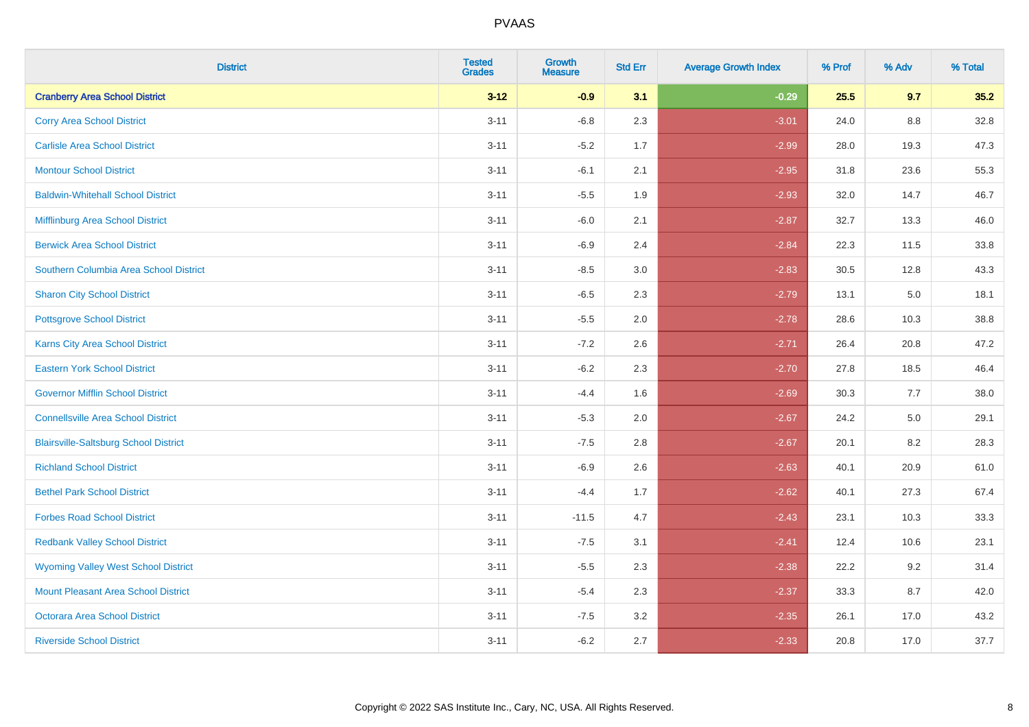PVAAS

| District | Tested Grades | Growth Measure | Std Err | Average Growth Index | % Prof | % Adv | % Total |
|---|---|---|---|---|---|---|---|
| **Cranberry Area School District** | **3-12** | **-0.9** | **3.1** | **-0.29** | **25.5** | **9.7** | **35.2** |
| Corry Area School District | 3-11 | -6.8 | 2.3 | -3.01 | 24.0 | 8.8 | 32.8 |
| Carlisle Area School District | 3-11 | -5.2 | 1.7 | -2.99 | 28.0 | 19.3 | 47.3 |
| Montour School District | 3-11 | -6.1 | 2.1 | -2.95 | 31.8 | 23.6 | 55.3 |
| Baldwin-Whitehall School District | 3-11 | -5.5 | 1.9 | -2.93 | 32.0 | 14.7 | 46.7 |
| Mifflinburg Area School District | 3-11 | -6.0 | 2.1 | -2.87 | 32.7 | 13.3 | 46.0 |
| Berwick Area School District | 3-11 | -6.9 | 2.4 | -2.84 | 22.3 | 11.5 | 33.8 |
| Southern Columbia Area School District | 3-11 | -8.5 | 3.0 | -2.83 | 30.5 | 12.8 | 43.3 |
| Sharon City School District | 3-11 | -6.5 | 2.3 | -2.79 | 13.1 | 5.0 | 18.1 |
| Pottsgrove School District | 3-11 | -5.5 | 2.0 | -2.78 | 28.6 | 10.3 | 38.8 |
| Karns City Area School District | 3-11 | -7.2 | 2.6 | -2.71 | 26.4 | 20.8 | 47.2 |
| Eastern York School District | 3-11 | -6.2 | 2.3 | -2.70 | 27.8 | 18.5 | 46.4 |
| Governor Mifflin School District | 3-11 | -4.4 | 1.6 | -2.69 | 30.3 | 7.7 | 38.0 |
| Connellsville Area School District | 3-11 | -5.3 | 2.0 | -2.67 | 24.2 | 5.0 | 29.1 |
| Blairsville-Saltsburg School District | 3-11 | -7.5 | 2.8 | -2.67 | 20.1 | 8.2 | 28.3 |
| Richland School District | 3-11 | -6.9 | 2.6 | -2.63 | 40.1 | 20.9 | 61.0 |
| Bethel Park School District | 3-11 | -4.4 | 1.7 | -2.62 | 40.1 | 27.3 | 67.4 |
| Forbes Road School District | 3-11 | -11.5 | 4.7 | -2.43 | 23.1 | 10.3 | 33.3 |
| Redbank Valley School District | 3-11 | -7.5 | 3.1 | -2.41 | 12.4 | 10.6 | 23.1 |
| Wyoming Valley West School District | 3-11 | -5.5 | 2.3 | -2.38 | 22.2 | 9.2 | 31.4 |
| Mount Pleasant Area School District | 3-11 | -5.4 | 2.3 | -2.37 | 33.3 | 8.7 | 42.0 |
| Octorara Area School District | 3-11 | -7.5 | 3.2 | -2.35 | 26.1 | 17.0 | 43.2 |
| Riverside School District | 3-11 | -6.2 | 2.7 | -2.33 | 20.8 | 17.0 | 37.7 |

Copyright © 2022 SAS Institute Inc., Cary, NC, USA. All Rights Reserved.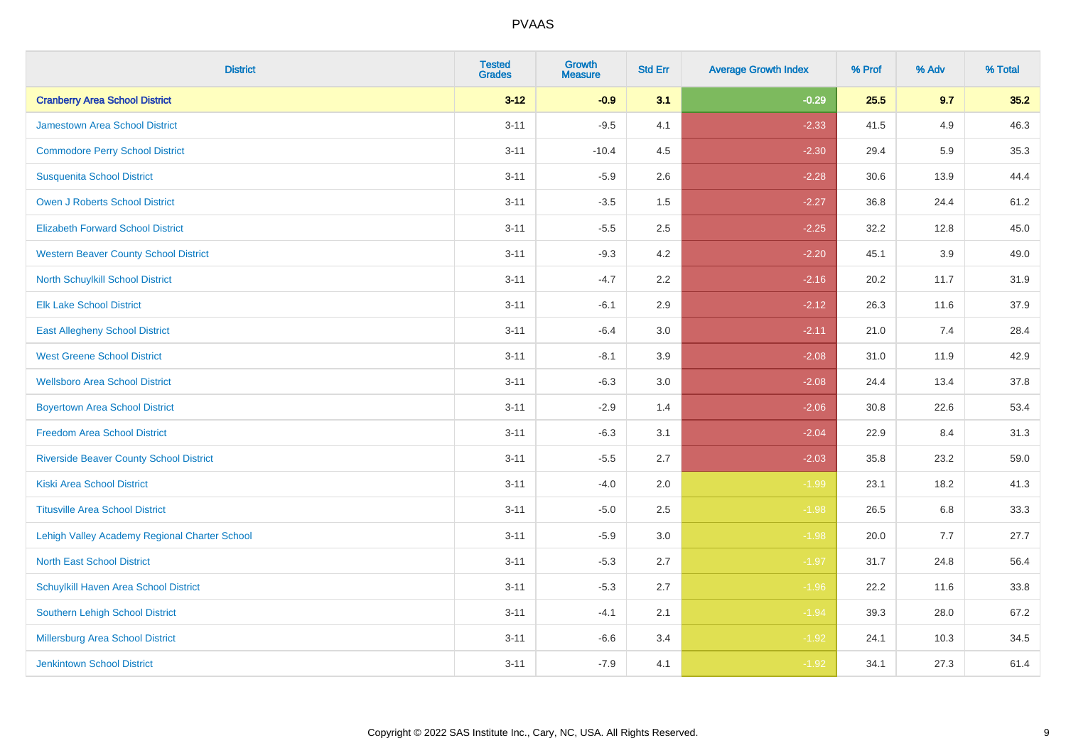# PVAAS

| District | Tested Grades | Growth Measure | Std Err | Average Growth Index | % Prof | % Adv | % Total |
|---|---|---|---|---|---|---|---|
| **Cranberry Area School District** | **3-12** | **-0.9** | **3.1** | **-0.29** | **25.5** | **9.7** | **35.2** |
| Jamestown Area School District | 3-11 | -9.5 | 4.1 | -2.33 | 41.5 | 4.9 | 46.3 |
| Commodore Perry School District | 3-11 | -10.4 | 4.5 | -2.30 | 29.4 | 5.9 | 35.3 |
| Susquenita School District | 3-11 | -5.9 | 2.6 | -2.28 | 30.6 | 13.9 | 44.4 |
| Owen J Roberts School District | 3-11 | -3.5 | 1.5 | -2.27 | 36.8 | 24.4 | 61.2 |
| Elizabeth Forward School District | 3-11 | -5.5 | 2.5 | -2.25 | 32.2 | 12.8 | 45.0 |
| Western Beaver County School District | 3-11 | -9.3 | 4.2 | -2.20 | 45.1 | 3.9 | 49.0 |
| North Schuylkill School District | 3-11 | -4.7 | 2.2 | -2.16 | 20.2 | 11.7 | 31.9 |
| Elk Lake School District | 3-11 | -6.1 | 2.9 | -2.12 | 26.3 | 11.6 | 37.9 |
| East Allegheny School District | 3-11 | -6.4 | 3.0 | -2.11 | 21.0 | 7.4 | 28.4 |
| West Greene School District | 3-11 | -8.1 | 3.9 | -2.08 | 31.0 | 11.9 | 42.9 |
| Wellsboro Area School District | 3-11 | -6.3 | 3.0 | -2.08 | 24.4 | 13.4 | 37.8 |
| Boyertown Area School District | 3-11 | -2.9 | 1.4 | -2.06 | 30.8 | 22.6 | 53.4 |
| Freedom Area School District | 3-11 | -6.3 | 3.1 | -2.04 | 22.9 | 8.4 | 31.3 |
| Riverside Beaver County School District | 3-11 | -5.5 | 2.7 | -2.03 | 35.8 | 23.2 | 59.0 |
| Kiski Area School District | 3-11 | -4.0 | 2.0 | -1.99 | 23.1 | 18.2 | 41.3 |
| Titusville Area School District | 3-11 | -5.0 | 2.5 | -1.98 | 26.5 | 6.8 | 33.3 |
| Lehigh Valley Academy Regional Charter School | 3-11 | -5.9 | 3.0 | -1.98 | 20.0 | 7.7 | 27.7 |
| North East School District | 3-11 | -5.3 | 2.7 | -1.97 | 31.7 | 24.8 | 56.4 |
| Schuylkill Haven Area School District | 3-11 | -5.3 | 2.7 | -1.96 | 22.2 | 11.6 | 33.8 |
| Southern Lehigh School District | 3-11 | -4.1 | 2.1 | -1.94 | 39.3 | 28.0 | 67.2 |
| Millersburg Area School District | 3-11 | -6.6 | 3.4 | -1.92 | 24.1 | 10.3 | 34.5 |
| Jenkintown School District | 3-11 | -7.9 | 4.1 | -1.92 | 34.1 | 27.3 | 61.4 |

Copyright © 2022 SAS Institute Inc., Cary, NC, USA. All Rights Reserved.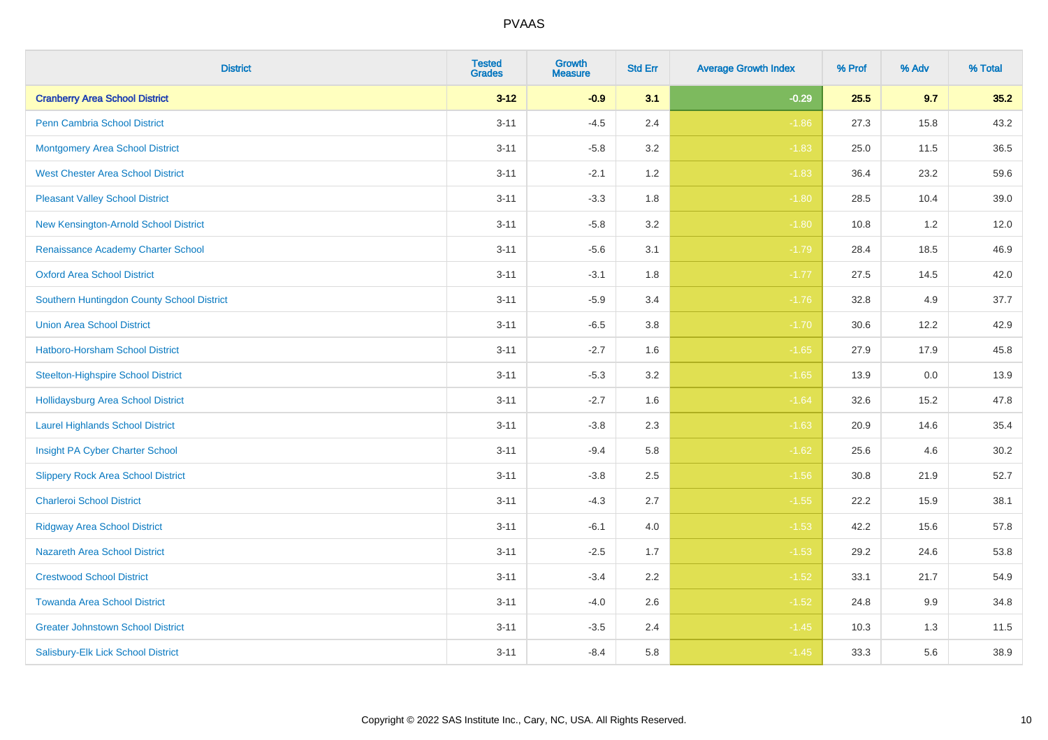| District | Tested Grades | Growth Measure | Std Err | Average Growth Index | % Prof | % Adv | % Total |
|---|---|---|---|---|---|---|---|
| **Cranberry Area School District** | **3-12** | **-0.9** | **3.1** | **-0.29** | **25.5** | **9.7** | **35.2** |
| Penn Cambria School District | 3-11 | -4.5 | 2.4 | -1.86 | 27.3 | 15.8 | 43.2 |
| Montgomery Area School District | 3-11 | -5.8 | 3.2 | -1.83 | 25.0 | 11.5 | 36.5 |
| West Chester Area School District | 3-11 | -2.1 | 1.2 | -1.83 | 36.4 | 23.2 | 59.6 |
| Pleasant Valley School District | 3-11 | -3.3 | 1.8 | -1.80 | 28.5 | 10.4 | 39.0 |
| New Kensington-Arnold School District | 3-11 | -5.8 | 3.2 | -1.80 | 10.8 | 1.2 | 12.0 |
| Renaissance Academy Charter School | 3-11 | -5.6 | 3.1 | -1.79 | 28.4 | 18.5 | 46.9 |
| Oxford Area School District | 3-11 | -3.1 | 1.8 | -1.77 | 27.5 | 14.5 | 42.0 |
| Southern Huntingdon County School District | 3-11 | -5.9 | 3.4 | -1.76 | 32.8 | 4.9 | 37.7 |
| Union Area School District | 3-11 | -6.5 | 3.8 | -1.70 | 30.6 | 12.2 | 42.9 |
| Hatboro-Horsham School District | 3-11 | -2.7 | 1.6 | -1.65 | 27.9 | 17.9 | 45.8 |
| Steelton-Highspire School District | 3-11 | -5.3 | 3.2 | -1.65 | 13.9 | 0.0 | 13.9 |
| Hollidaysburg Area School District | 3-11 | -2.7 | 1.6 | -1.64 | 32.6 | 15.2 | 47.8 |
| Laurel Highlands School District | 3-11 | -3.8 | 2.3 | -1.63 | 20.9 | 14.6 | 35.4 |
| Insight PA Cyber Charter School | 3-11 | -9.4 | 5.8 | -1.62 | 25.6 | 4.6 | 30.2 |
| Slippery Rock Area School District | 3-11 | -3.8 | 2.5 | -1.56 | 30.8 | 21.9 | 52.7 |
| Charleroi School District | 3-11 | -4.3 | 2.7 | -1.55 | 22.2 | 15.9 | 38.1 |
| Ridgway Area School District | 3-11 | -6.1 | 4.0 | -1.53 | 42.2 | 15.6 | 57.8 |
| Nazareth Area School District | 3-11 | -2.5 | 1.7 | -1.53 | 29.2 | 24.6 | 53.8 |
| Crestwood School District | 3-11 | -3.4 | 2.2 | -1.52 | 33.1 | 21.7 | 54.9 |
| Towanda Area School District | 3-11 | -4.0 | 2.6 | -1.52 | 24.8 | 9.9 | 34.8 |
| Greater Johnstown School District | 3-11 | -3.5 | 2.4 | -1.45 | 10.3 | 1.3 | 11.5 |
| Salisbury-Elk Lick School District | 3-11 | -8.4 | 5.8 | -1.45 | 33.3 | 5.6 | 38.9 |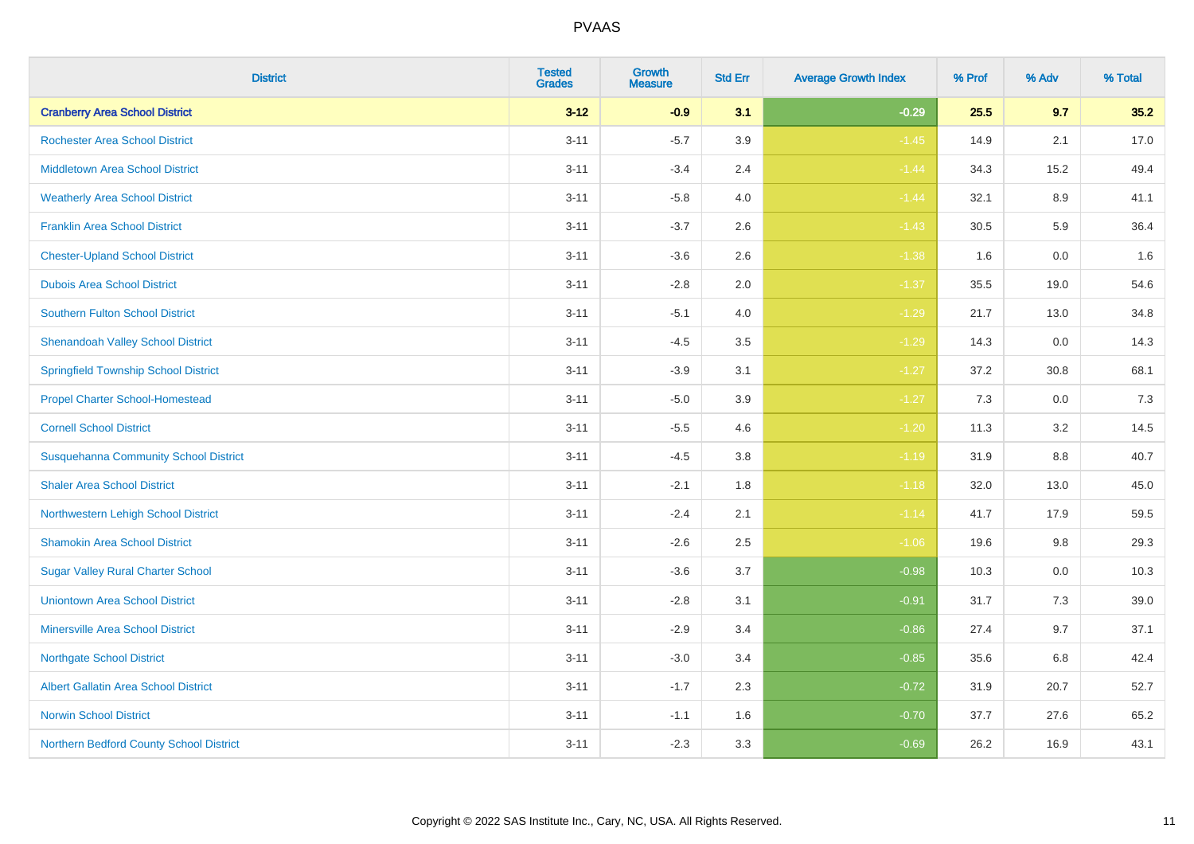# PVAAS

| District | Tested Grades | Growth Measure | Std Err | Average Growth Index | % Prof | % Adv | % Total |
|---|---|---|---|---|---|---|---|
| **Cranberry Area School District** | **3-12** | **-0.9** | **3.1** | **-0.29** | **25.5** | **9.7** | **35.2** |
| Rochester Area School District | 3-11 | -5.7 | 3.9 | -1.45 | 14.9 | 2.1 | 17.0 |
| Middletown Area School District | 3-11 | -3.4 | 2.4 | -1.44 | 34.3 | 15.2 | 49.4 |
| Weatherly Area School District | 3-11 | -5.8 | 4.0 | -1.44 | 32.1 | 8.9 | 41.1 |
| Franklin Area School District | 3-11 | -3.7 | 2.6 | -1.43 | 30.5 | 5.9 | 36.4 |
| Chester-Upland School District | 3-11 | -3.6 | 2.6 | -1.38 | 1.6 | 0.0 | 1.6 |
| Dubois Area School District | 3-11 | -2.8 | 2.0 | -1.37 | 35.5 | 19.0 | 54.6 |
| Southern Fulton School District | 3-11 | -5.1 | 4.0 | -1.29 | 21.7 | 13.0 | 34.8 |
| Shenandoah Valley School District | 3-11 | -4.5 | 3.5 | -1.29 | 14.3 | 0.0 | 14.3 |
| Springfield Township School District | 3-11 | -3.9 | 3.1 | -1.27 | 37.2 | 30.8 | 68.1 |
| Propel Charter School-Homestead | 3-11 | -5.0 | 3.9 | -1.27 | 7.3 | 0.0 | 7.3 |
| Cornell School District | 3-11 | -5.5 | 4.6 | -1.20 | 11.3 | 3.2 | 14.5 |
| Susquehanna Community School District | 3-11 | -4.5 | 3.8 | -1.19 | 31.9 | 8.8 | 40.7 |
| Shaler Area School District | 3-11 | -2.1 | 1.8 | -1.18 | 32.0 | 13.0 | 45.0 |
| Northwestern Lehigh School District | 3-11 | -2.4 | 2.1 | -1.14 | 41.7 | 17.9 | 59.5 |
| Shamokin Area School District | 3-11 | -2.6 | 2.5 | -1.06 | 19.6 | 9.8 | 29.3 |
| Sugar Valley Rural Charter School | 3-11 | -3.6 | 3.7 | -0.98 | 10.3 | 0.0 | 10.3 |
| Uniontown Area School District | 3-11 | -2.8 | 3.1 | -0.91 | 31.7 | 7.3 | 39.0 |
| Minersville Area School District | 3-11 | -2.9 | 3.4 | -0.86 | 27.4 | 9.7 | 37.1 |
| Northgate School District | 3-11 | -3.0 | 3.4 | -0.85 | 35.6 | 6.8 | 42.4 |
| Albert Gallatin Area School District | 3-11 | -1.7 | 2.3 | -0.72 | 31.9 | 20.7 | 52.7 |
| Norwin School District | 3-11 | -1.1 | 1.6 | -0.70 | 37.7 | 27.6 | 65.2 |
| Northern Bedford County School District | 3-11 | -2.3 | 3.3 | -0.69 | 26.2 | 16.9 | 43.1 |

Copyright © 2022 SAS Institute Inc., Cary, NC, USA. All Rights Reserved.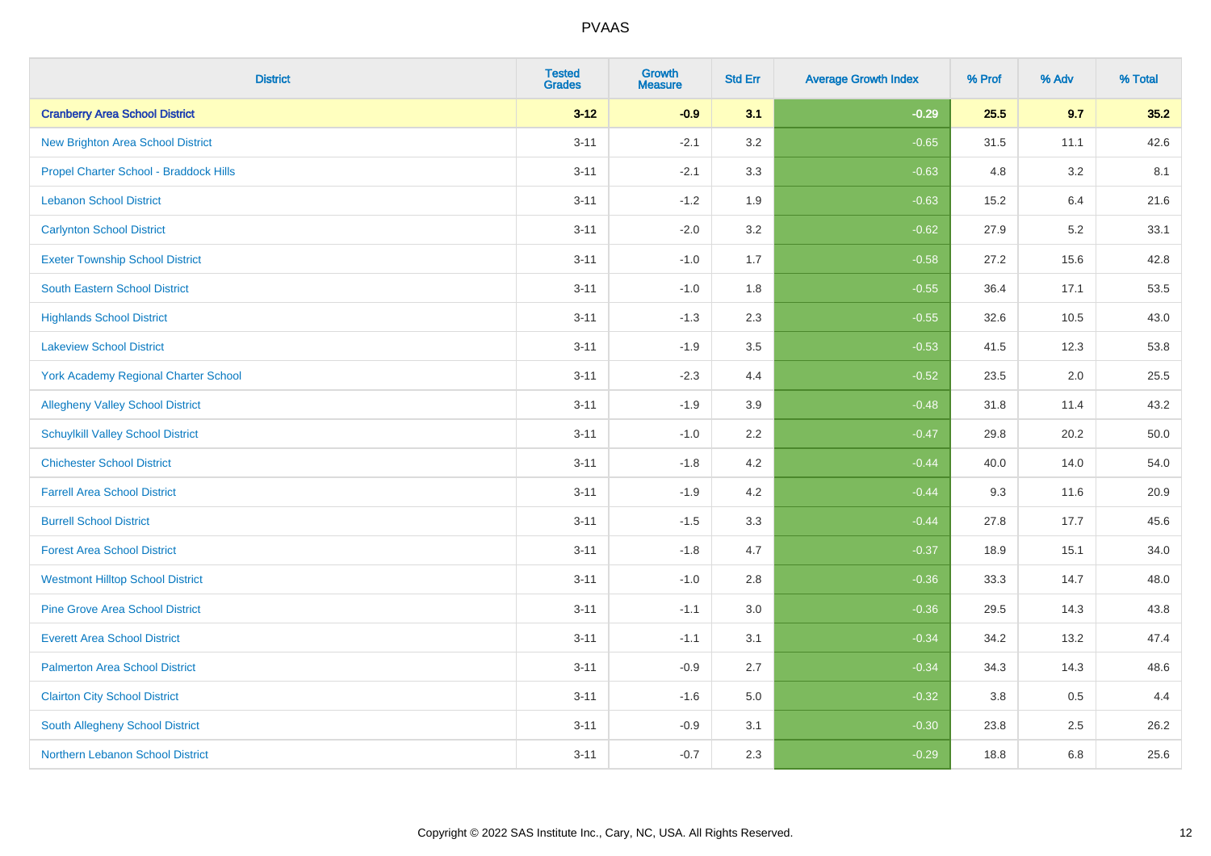# PVAAS

| District | Tested Grades | Growth Measure | Std Err | Average Growth Index | % Prof | % Adv | % Total |
|---|---|---|---|---|---|---|---|
| **Cranberry Area School District** | **3-12** | **-0.9** | **3.1** | **-0.29** | **25.5** | **9.7** | **35.2** |
| New Brighton Area School District | 3-11 | -2.1 | 3.2 | -0.65 | 31.5 | 11.1 | 42.6 |
| Propel Charter School - Braddock Hills | 3-11 | -2.1 | 3.3 | -0.63 | 4.8 | 3.2 | 8.1 |
| Lebanon School District | 3-11 | -1.2 | 1.9 | -0.63 | 15.2 | 6.4 | 21.6 |
| Carlynton School District | 3-11 | -2.0 | 3.2 | -0.62 | 27.9 | 5.2 | 33.1 |
| Exeter Township School District | 3-11 | -1.0 | 1.7 | -0.58 | 27.2 | 15.6 | 42.8 |
| South Eastern School District | 3-11 | -1.0 | 1.8 | -0.55 | 36.4 | 17.1 | 53.5 |
| Highlands School District | 3-11 | -1.3 | 2.3 | -0.55 | 32.6 | 10.5 | 43.0 |
| Lakeview School District | 3-11 | -1.9 | 3.5 | -0.53 | 41.5 | 12.3 | 53.8 |
| York Academy Regional Charter School | 3-11 | -2.3 | 4.4 | -0.52 | 23.5 | 2.0 | 25.5 |
| Allegheny Valley School District | 3-11 | -1.9 | 3.9 | -0.48 | 31.8 | 11.4 | 43.2 |
| Schuylkill Valley School District | 3-11 | -1.0 | 2.2 | -0.47 | 29.8 | 20.2 | 50.0 |
| Chichester School District | 3-11 | -1.8 | 4.2 | -0.44 | 40.0 | 14.0 | 54.0 |
| Farrell Area School District | 3-11 | -1.9 | 4.2 | -0.44 | 9.3 | 11.6 | 20.9 |
| Burrell School District | 3-11 | -1.5 | 3.3 | -0.44 | 27.8 | 17.7 | 45.6 |
| Forest Area School District | 3-11 | -1.8 | 4.7 | -0.37 | 18.9 | 15.1 | 34.0 |
| Westmont Hilltop School District | 3-11 | -1.0 | 2.8 | -0.36 | 33.3 | 14.7 | 48.0 |
| Pine Grove Area School District | 3-11 | -1.1 | 3.0 | -0.36 | 29.5 | 14.3 | 43.8 |
| Everett Area School District | 3-11 | -1.1 | 3.1 | -0.34 | 34.2 | 13.2 | 47.4 |
| Palmerton Area School District | 3-11 | -0.9 | 2.7 | -0.34 | 34.3 | 14.3 | 48.6 |
| Clairton City School District | 3-11 | -1.6 | 5.0 | -0.32 | 3.8 | 0.5 | 4.4 |
| South Allegheny School District | 3-11 | -0.9 | 3.1 | -0.30 | 23.8 | 2.5 | 26.2 |
| Northern Lebanon School District | 3-11 | -0.7 | 2.3 | -0.29 | 18.8 | 6.8 | 25.6 |

Copyright © 2022 SAS Institute Inc., Cary, NC, USA. All Rights Reserved.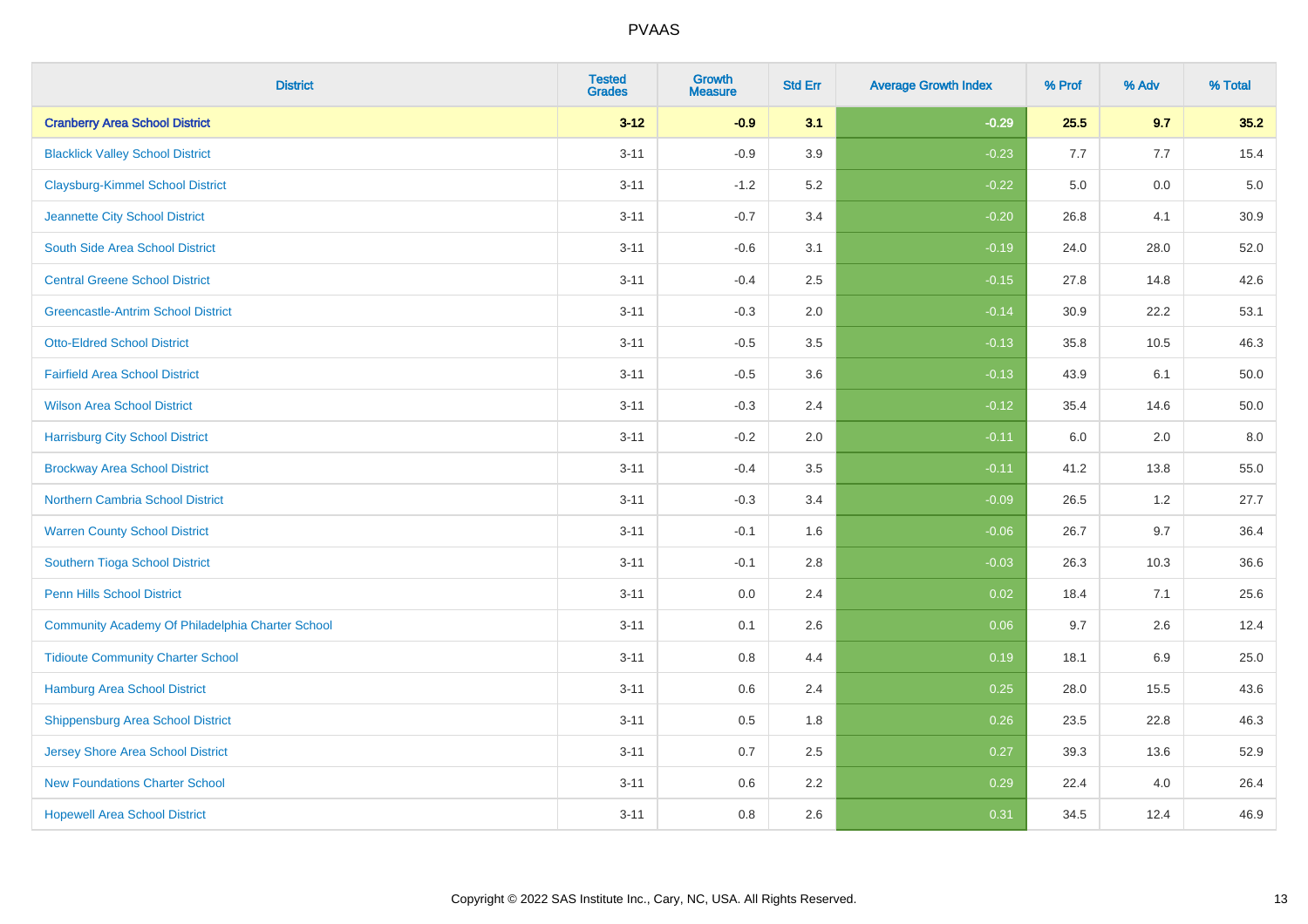| District | Tested Grades | Growth Measure | Std Err | Average Growth Index | % Prof | % Adv | % Total |
|---|---|---|---|---|---|---|---|
| **Cranberry Area School District** | **3-12** | **-0.9** | **3.1** | **-0.29** | **25.5** | **9.7** | **35.2** |
| Blacklick Valley School District | 3-11 | -0.9 | 3.9 | -0.23 | 7.7 | 7.7 | 15.4 |
| Claysburg-Kimmel School District | 3-11 | -1.2 | 5.2 | -0.22 | 5.0 | 0.0 | 5.0 |
| Jeannette City School District | 3-11 | -0.7 | 3.4 | -0.20 | 26.8 | 4.1 | 30.9 |
| South Side Area School District | 3-11 | -0.6 | 3.1 | -0.19 | 24.0 | 28.0 | 52.0 |
| Central Greene School District | 3-11 | -0.4 | 2.5 | -0.15 | 27.8 | 14.8 | 42.6 |
| Greencastle-Antrim School District | 3-11 | -0.3 | 2.0 | -0.14 | 30.9 | 22.2 | 53.1 |
| Otto-Eldred School District | 3-11 | -0.5 | 3.5 | -0.13 | 35.8 | 10.5 | 46.3 |
| Fairfield Area School District | 3-11 | -0.5 | 3.6 | -0.13 | 43.9 | 6.1 | 50.0 |
| Wilson Area School District | 3-11 | -0.3 | 2.4 | -0.12 | 35.4 | 14.6 | 50.0 |
| Harrisburg City School District | 3-11 | -0.2 | 2.0 | -0.11 | 6.0 | 2.0 | 8.0 |
| Brockway Area School District | 3-11 | -0.4 | 3.5 | -0.11 | 41.2 | 13.8 | 55.0 |
| Northern Cambria School District | 3-11 | -0.3 | 3.4 | -0.09 | 26.5 | 1.2 | 27.7 |
| Warren County School District | 3-11 | -0.1 | 1.6 | -0.06 | 26.7 | 9.7 | 36.4 |
| Southern Tioga School District | 3-11 | -0.1 | 2.8 | -0.03 | 26.3 | 10.3 | 36.6 |
| Penn Hills School District | 3-11 | 0.0 | 2.4 | 0.02 | 18.4 | 7.1 | 25.6 |
| Community Academy Of Philadelphia Charter School | 3-11 | 0.1 | 2.6 | 0.06 | 9.7 | 2.6 | 12.4 |
| Tidioute Community Charter School | 3-11 | 0.8 | 4.4 | 0.19 | 18.1 | 6.9 | 25.0 |
| Hamburg Area School District | 3-11 | 0.6 | 2.4 | 0.25 | 28.0 | 15.5 | 43.6 |
| Shippensburg Area School District | 3-11 | 0.5 | 1.8 | 0.26 | 23.5 | 22.8 | 46.3 |
| Jersey Shore Area School District | 3-11 | 0.7 | 2.5 | 0.27 | 39.3 | 13.6 | 52.9 |
| New Foundations Charter School | 3-11 | 0.6 | 2.2 | 0.29 | 22.4 | 4.0 | 26.4 |
| Hopewell Area School District | 3-11 | 0.8 | 2.6 | 0.31 | 34.5 | 12.4 | 46.9 |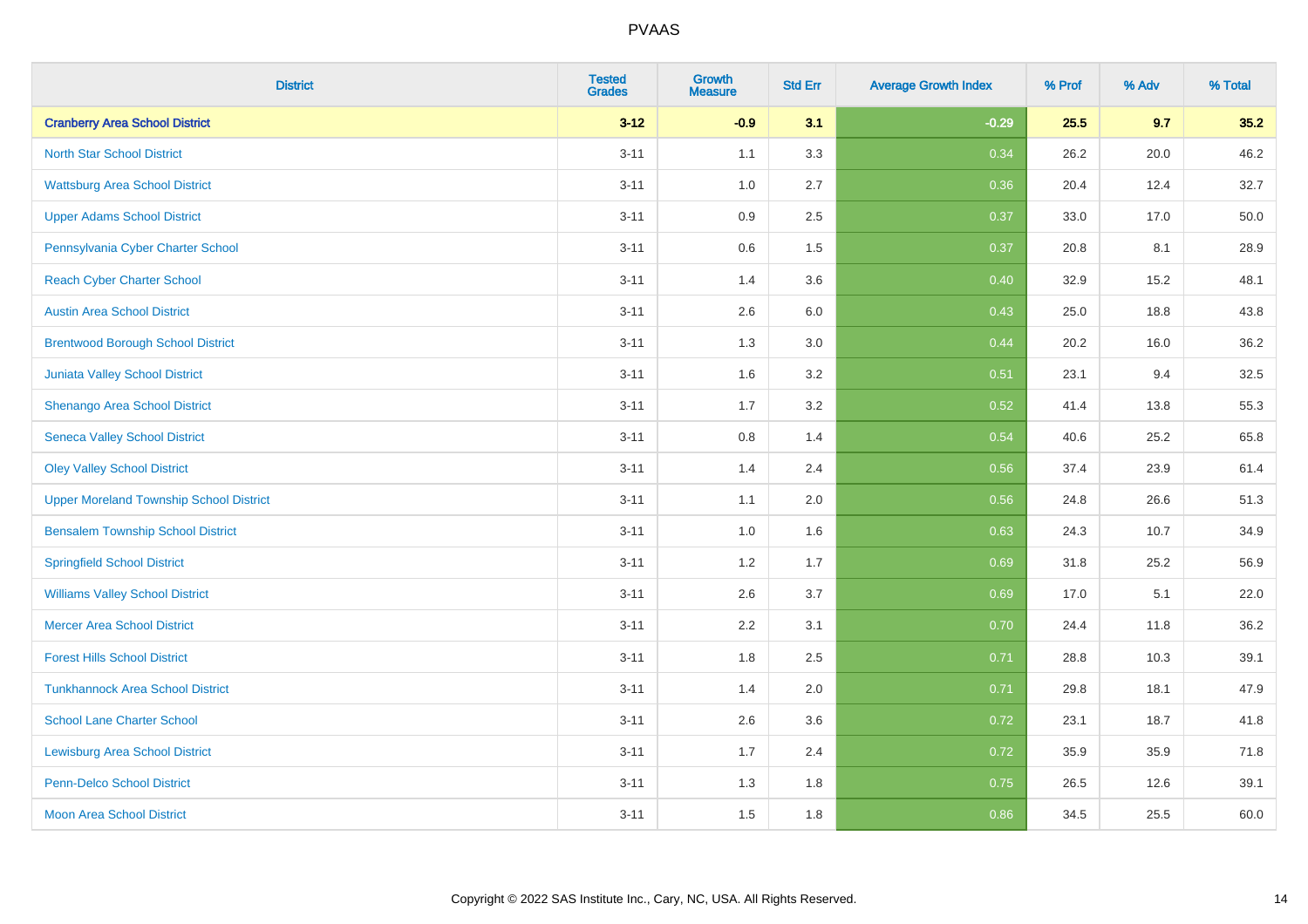# PVAAS

| District | Tested Grades | Growth Measure | Std Err | Average Growth Index | % Prof | % Adv | % Total |
|---|---|---|---|---|---|---|---|
| **Cranberry Area School District** | **3-12** | **-0.9** | **3.1** | **-0.29** | **25.5** | **9.7** | **35.2** |
| North Star School District | 3-11 | 1.1 | 3.3 | 0.34 | 26.2 | 20.0 | 46.2 |
| Wattsburg Area School District | 3-11 | 1.0 | 2.7 | 0.36 | 20.4 | 12.4 | 32.7 |
| Upper Adams School District | 3-11 | 0.9 | 2.5 | 0.37 | 33.0 | 17.0 | 50.0 |
| Pennsylvania Cyber Charter School | 3-11 | 0.6 | 1.5 | 0.37 | 20.8 | 8.1 | 28.9 |
| Reach Cyber Charter School | 3-11 | 1.4 | 3.6 | 0.40 | 32.9 | 15.2 | 48.1 |
| Austin Area School District | 3-11 | 2.6 | 6.0 | 0.43 | 25.0 | 18.8 | 43.8 |
| Brentwood Borough School District | 3-11 | 1.3 | 3.0 | 0.44 | 20.2 | 16.0 | 36.2 |
| Juniata Valley School District | 3-11 | 1.6 | 3.2 | 0.51 | 23.1 | 9.4 | 32.5 |
| Shenango Area School District | 3-11 | 1.7 | 3.2 | 0.52 | 41.4 | 13.8 | 55.3 |
| Seneca Valley School District | 3-11 | 0.8 | 1.4 | 0.54 | 40.6 | 25.2 | 65.8 |
| Oley Valley School District | 3-11 | 1.4 | 2.4 | 0.56 | 37.4 | 23.9 | 61.4 |
| Upper Moreland Township School District | 3-11 | 1.1 | 2.0 | 0.56 | 24.8 | 26.6 | 51.3 |
| Bensalem Township School District | 3-11 | 1.0 | 1.6 | 0.63 | 24.3 | 10.7 | 34.9 |
| Springfield School District | 3-11 | 1.2 | 1.7 | 0.69 | 31.8 | 25.2 | 56.9 |
| Williams Valley School District | 3-11 | 2.6 | 3.7 | 0.69 | 17.0 | 5.1 | 22.0 |
| Mercer Area School District | 3-11 | 2.2 | 3.1 | 0.70 | 24.4 | 11.8 | 36.2 |
| Forest Hills School District | 3-11 | 1.8 | 2.5 | 0.71 | 28.8 | 10.3 | 39.1 |
| Tunkhannock Area School District | 3-11 | 1.4 | 2.0 | 0.71 | 29.8 | 18.1 | 47.9 |
| School Lane Charter School | 3-11 | 2.6 | 3.6 | 0.72 | 23.1 | 18.7 | 41.8 |
| Lewisburg Area School District | 3-11 | 1.7 | 2.4 | 0.72 | 35.9 | 35.9 | 71.8 |
| Penn-Delco School District | 3-11 | 1.3 | 1.8 | 0.75 | 26.5 | 12.6 | 39.1 |
| Moon Area School District | 3-11 | 1.5 | 1.8 | 0.86 | 34.5 | 25.5 | 60.0 |

Copyright © 2022 SAS Institute Inc., Cary, NC, USA. All Rights Reserved.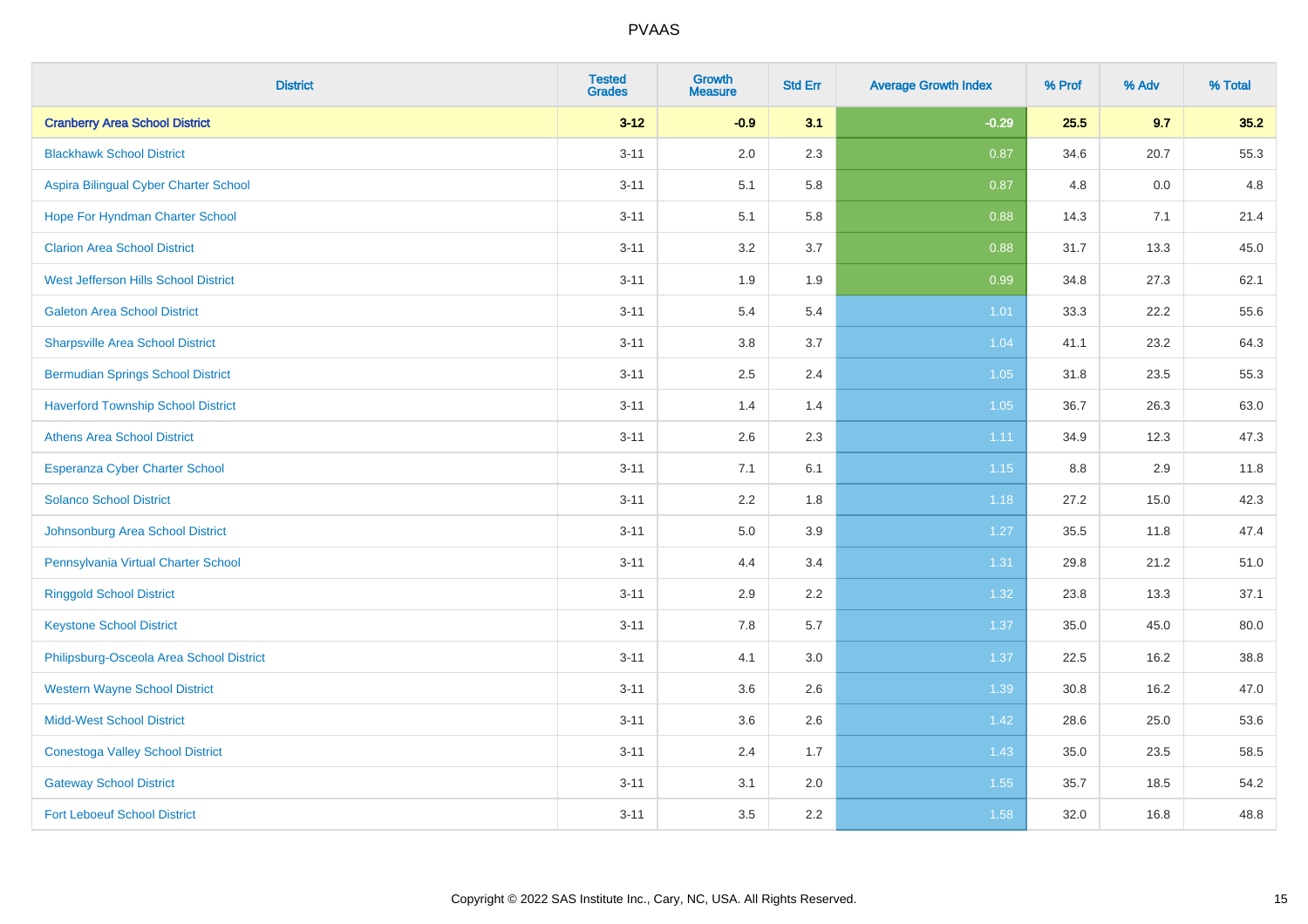# PVAAS

| District | Tested Grades | Growth Measure | Std Err | Average Growth Index | % Prof | % Adv | % Total |
|---|---|---|---|---|---|---|---|
| **Cranberry Area School District** | **3-12** | **-0.9** | **3.1** | **-0.29** | **25.5** | **9.7** | **35.2** |
| Blackhawk School District | 3-11 | 2.0 | 2.3 | 0.87 | 34.6 | 20.7 | 55.3 |
| Aspira Bilingual Cyber Charter School | 3-11 | 5.1 | 5.8 | 0.87 | 4.8 | 0.0 | 4.8 |
| Hope For Hyndman Charter School | 3-11 | 5.1 | 5.8 | 0.88 | 14.3 | 7.1 | 21.4 |
| Clarion Area School District | 3-11 | 3.2 | 3.7 | 0.88 | 31.7 | 13.3 | 45.0 |
| West Jefferson Hills School District | 3-11 | 1.9 | 1.9 | 0.99 | 34.8 | 27.3 | 62.1 |
| Galeton Area School District | 3-11 | 5.4 | 5.4 | 1.01 | 33.3 | 22.2 | 55.6 |
| Sharpsville Area School District | 3-11 | 3.8 | 3.7 | 1.04 | 41.1 | 23.2 | 64.3 |
| Bermudian Springs School District | 3-11 | 2.5 | 2.4 | 1.05 | 31.8 | 23.5 | 55.3 |
| Haverford Township School District | 3-11 | 1.4 | 1.4 | 1.05 | 36.7 | 26.3 | 63.0 |
| Athens Area School District | 3-11 | 2.6 | 2.3 | 1.11 | 34.9 | 12.3 | 47.3 |
| Esperanza Cyber Charter School | 3-11 | 7.1 | 6.1 | 1.15 | 8.8 | 2.9 | 11.8 |
| Solanco School District | 3-11 | 2.2 | 1.8 | 1.18 | 27.2 | 15.0 | 42.3 |
| Johnsonburg Area School District | 3-11 | 5.0 | 3.9 | 1.27 | 35.5 | 11.8 | 47.4 |
| Pennsylvania Virtual Charter School | 3-11 | 4.4 | 3.4 | 1.31 | 29.8 | 21.2 | 51.0 |
| Ringgold School District | 3-11 | 2.9 | 2.2 | 1.32 | 23.8 | 13.3 | 37.1 |
| Keystone School District | 3-11 | 7.8 | 5.7 | 1.37 | 35.0 | 45.0 | 80.0 |
| Philipsburg-Osceola Area School District | 3-11 | 4.1 | 3.0 | 1.37 | 22.5 | 16.2 | 38.8 |
| Western Wayne School District | 3-11 | 3.6 | 2.6 | 1.39 | 30.8 | 16.2 | 47.0 |
| Midd-West School District | 3-11 | 3.6 | 2.6 | 1.42 | 28.6 | 25.0 | 53.6 |
| Conestoga Valley School District | 3-11 | 2.4 | 1.7 | 1.43 | 35.0 | 23.5 | 58.5 |
| Gateway School District | 3-11 | 3.1 | 2.0 | 1.55 | 35.7 | 18.5 | 54.2 |
| Fort Leboeuf School District | 3-11 | 3.5 | 2.2 | 1.58 | 32.0 | 16.8 | 48.8 |

Copyright © 2022 SAS Institute Inc., Cary, NC, USA. All Rights Reserved.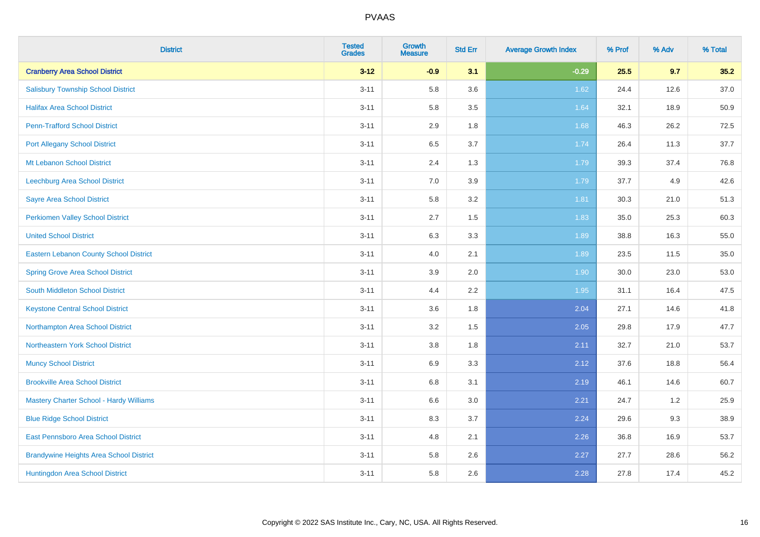PVAAS

| District | Tested Grades | Growth Measure | Std Err | Average Growth Index | % Prof | % Adv | % Total |
|---|---|---|---|---|---|---|---|
| **Cranberry Area School District** | **3-12** | **-0.9** | **3.1** | **-0.29** | **25.5** | **9.7** | **35.2** |
| Salisbury Township School District | 3-11 | 5.8 | 3.6 | 1.62 | 24.4 | 12.6 | 37.0 |
| Halifax Area School District | 3-11 | 5.8 | 3.5 | 1.64 | 32.1 | 18.9 | 50.9 |
| Penn-Trafford School District | 3-11 | 2.9 | 1.8 | 1.68 | 46.3 | 26.2 | 72.5 |
| Port Allegany School District | 3-11 | 6.5 | 3.7 | 1.74 | 26.4 | 11.3 | 37.7 |
| Mt Lebanon School District | 3-11 | 2.4 | 1.3 | 1.79 | 39.3 | 37.4 | 76.8 |
| Leechburg Area School District | 3-11 | 7.0 | 3.9 | 1.79 | 37.7 | 4.9 | 42.6 |
| Sayre Area School District | 3-11 | 5.8 | 3.2 | 1.81 | 30.3 | 21.0 | 51.3 |
| Perkiomen Valley School District | 3-11 | 2.7 | 1.5 | 1.83 | 35.0 | 25.3 | 60.3 |
| United School District | 3-11 | 6.3 | 3.3 | 1.89 | 38.8 | 16.3 | 55.0 |
| Eastern Lebanon County School District | 3-11 | 4.0 | 2.1 | 1.89 | 23.5 | 11.5 | 35.0 |
| Spring Grove Area School District | 3-11 | 3.9 | 2.0 | 1.90 | 30.0 | 23.0 | 53.0 |
| South Middleton School District | 3-11 | 4.4 | 2.2 | 1.95 | 31.1 | 16.4 | 47.5 |
| Keystone Central School District | 3-11 | 3.6 | 1.8 | 2.04 | 27.1 | 14.6 | 41.8 |
| Northampton Area School District | 3-11 | 3.2 | 1.5 | 2.05 | 29.8 | 17.9 | 47.7 |
| Northeastern York School District | 3-11 | 3.8 | 1.8 | 2.11 | 32.7 | 21.0 | 53.7 |
| Muncy School District | 3-11 | 6.9 | 3.3 | 2.12 | 37.6 | 18.8 | 56.4 |
| Brookville Area School District | 3-11 | 6.8 | 3.1 | 2.19 | 46.1 | 14.6 | 60.7 |
| Mastery Charter School - Hardy Williams | 3-11 | 6.6 | 3.0 | 2.21 | 24.7 | 1.2 | 25.9 |
| Blue Ridge School District | 3-11 | 8.3 | 3.7 | 2.24 | 29.6 | 9.3 | 38.9 |
| East Pennsboro Area School District | 3-11 | 4.8 | 2.1 | 2.26 | 36.8 | 16.9 | 53.7 |
| Brandywine Heights Area School District | 3-11 | 5.8 | 2.6 | 2.27 | 27.7 | 28.6 | 56.2 |
| Huntingdon Area School District | 3-11 | 5.8 | 2.6 | 2.28 | 27.8 | 17.4 | 45.2 |

Copyright © 2022 SAS Institute Inc., Cary, NC, USA. All Rights Reserved.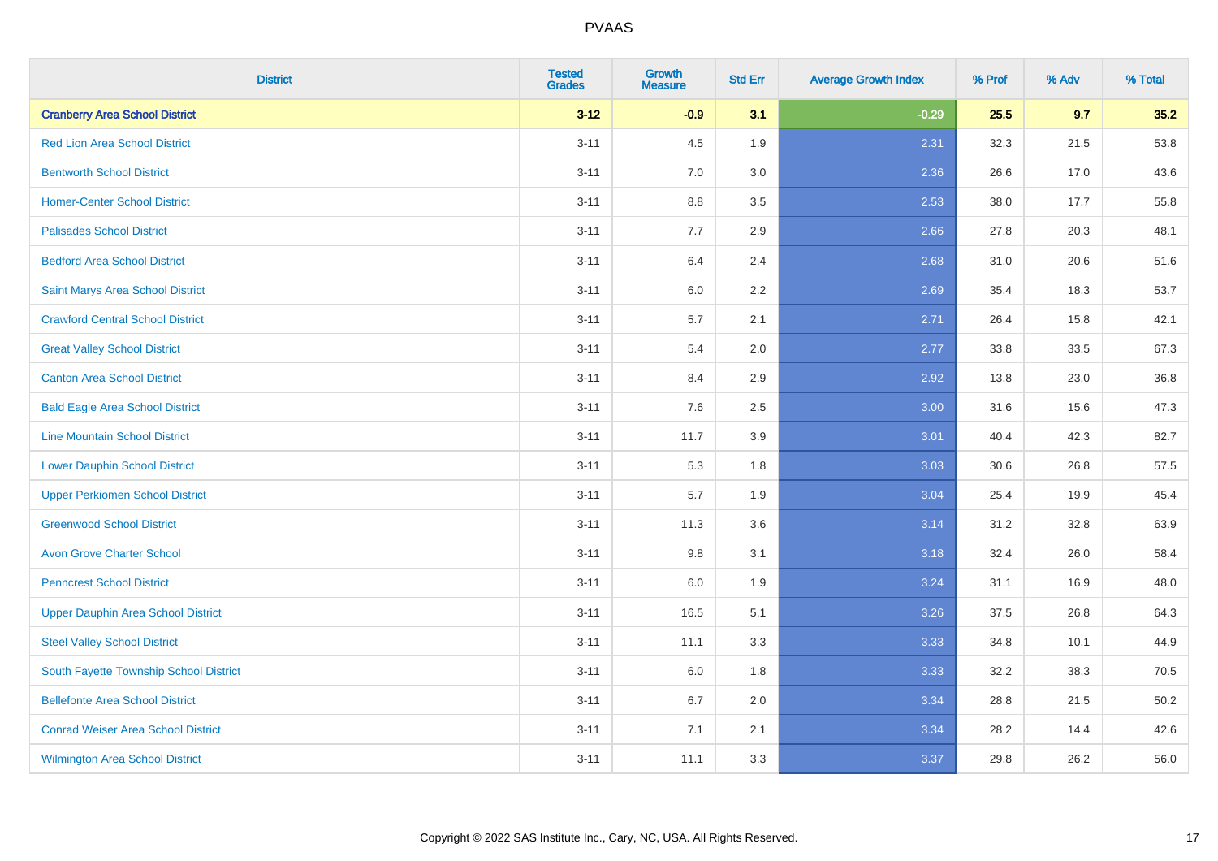| District | Tested Grades | Growth Measure | Std Err | Average Growth Index | % Prof | % Adv | % Total |
|---|---|---|---|---|---|---|---|
| **Cranberry Area School District** | **3-12** | **-0.9** | **3.1** | **-0.29** | **25.5** | **9.7** | **35.2** |
| Red Lion Area School District | 3-11 | 4.5 | 1.9 | 2.31 | 32.3 | 21.5 | 53.8 |
| Bentworth School District | 3-11 | 7.0 | 3.0 | 2.36 | 26.6 | 17.0 | 43.6 |
| Homer-Center School District | 3-11 | 8.8 | 3.5 | 2.53 | 38.0 | 17.7 | 55.8 |
| Palisades School District | 3-11 | 7.7 | 2.9 | 2.66 | 27.8 | 20.3 | 48.1 |
| Bedford Area School District | 3-11 | 6.4 | 2.4 | 2.68 | 31.0 | 20.6 | 51.6 |
| Saint Marys Area School District | 3-11 | 6.0 | 2.2 | 2.69 | 35.4 | 18.3 | 53.7 |
| Crawford Central School District | 3-11 | 5.7 | 2.1 | 2.71 | 26.4 | 15.8 | 42.1 |
| Great Valley School District | 3-11 | 5.4 | 2.0 | 2.77 | 33.8 | 33.5 | 67.3 |
| Canton Area School District | 3-11 | 8.4 | 2.9 | 2.92 | 13.8 | 23.0 | 36.8 |
| Bald Eagle Area School District | 3-11 | 7.6 | 2.5 | 3.00 | 31.6 | 15.6 | 47.3 |
| Line Mountain School District | 3-11 | 11.7 | 3.9 | 3.01 | 40.4 | 42.3 | 82.7 |
| Lower Dauphin School District | 3-11 | 5.3 | 1.8 | 3.03 | 30.6 | 26.8 | 57.5 |
| Upper Perkiomen School District | 3-11 | 5.7 | 1.9 | 3.04 | 25.4 | 19.9 | 45.4 |
| Greenwood School District | 3-11 | 11.3 | 3.6 | 3.14 | 31.2 | 32.8 | 63.9 |
| Avon Grove Charter School | 3-11 | 9.8 | 3.1 | 3.18 | 32.4 | 26.0 | 58.4 |
| Penncrest School District | 3-11 | 6.0 | 1.9 | 3.24 | 31.1 | 16.9 | 48.0 |
| Upper Dauphin Area School District | 3-11 | 16.5 | 5.1 | 3.26 | 37.5 | 26.8 | 64.3 |
| Steel Valley School District | 3-11 | 11.1 | 3.3 | 3.33 | 34.8 | 10.1 | 44.9 |
| South Fayette Township School District | 3-11 | 6.0 | 1.8 | 3.33 | 32.2 | 38.3 | 70.5 |
| Bellefonte Area School District | 3-11 | 6.7 | 2.0 | 3.34 | 28.8 | 21.5 | 50.2 |
| Conrad Weiser Area School District | 3-11 | 7.1 | 2.1 | 3.34 | 28.2 | 14.4 | 42.6 |
| Wilmington Area School District | 3-11 | 11.1 | 3.3 | 3.37 | 29.8 | 26.2 | 56.0 |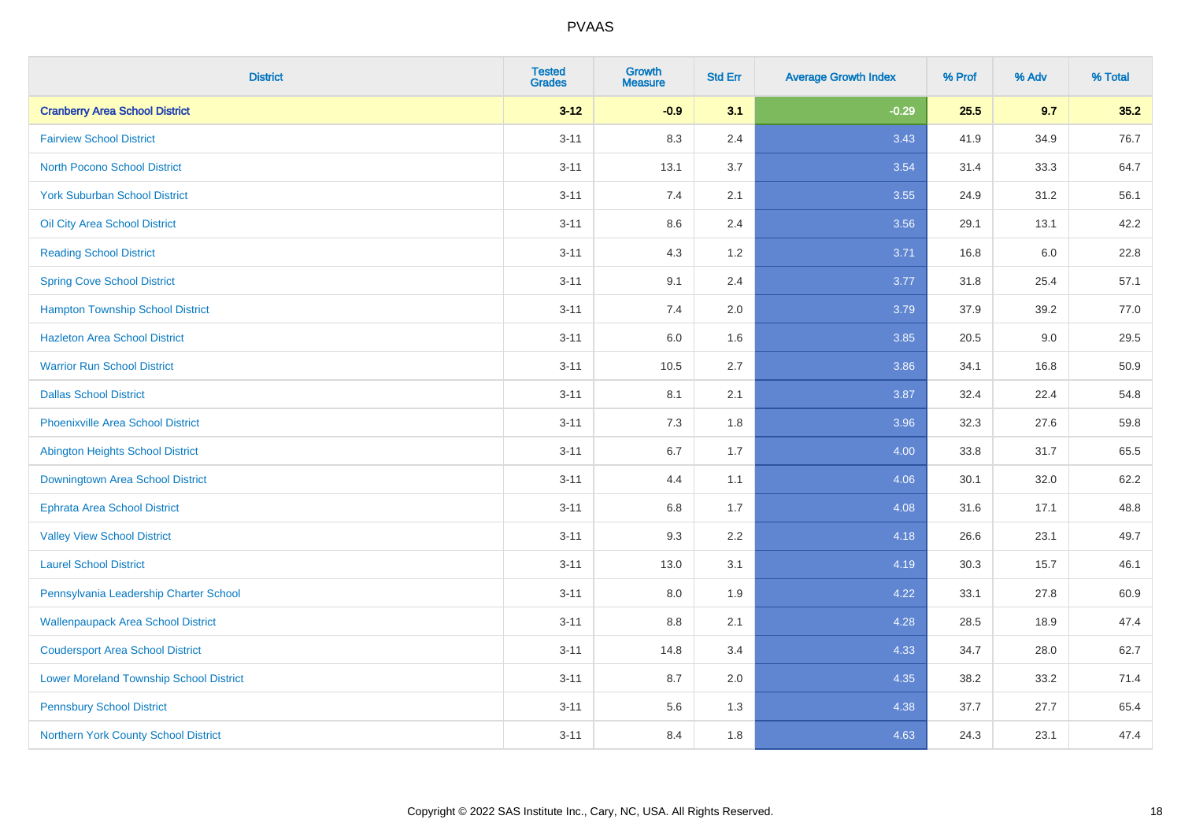# PVAAS

| District | Tested Grades | Growth Measure | Std Err | Average Growth Index | % Prof | % Adv | % Total |
|---|---|---|---|---|---|---|---|
| **Cranberry Area School District** | **3-12** | **-0.9** | **3.1** | **-0.29** | **25.5** | **9.7** | **35.2** |
| Fairview School District | 3-11 | 8.3 | 2.4 | 3.43 | 41.9 | 34.9 | 76.7 |
| North Pocono School District | 3-11 | 13.1 | 3.7 | 3.54 | 31.4 | 33.3 | 64.7 |
| York Suburban School District | 3-11 | 7.4 | 2.1 | 3.55 | 24.9 | 31.2 | 56.1 |
| Oil City Area School District | 3-11 | 8.6 | 2.4 | 3.56 | 29.1 | 13.1 | 42.2 |
| Reading School District | 3-11 | 4.3 | 1.2 | 3.71 | 16.8 | 6.0 | 22.8 |
| Spring Cove School District | 3-11 | 9.1 | 2.4 | 3.77 | 31.8 | 25.4 | 57.1 |
| Hampton Township School District | 3-11 | 7.4 | 2.0 | 3.79 | 37.9 | 39.2 | 77.0 |
| Hazleton Area School District | 3-11 | 6.0 | 1.6 | 3.85 | 20.5 | 9.0 | 29.5 |
| Warrior Run School District | 3-11 | 10.5 | 2.7 | 3.86 | 34.1 | 16.8 | 50.9 |
| Dallas School District | 3-11 | 8.1 | 2.1 | 3.87 | 32.4 | 22.4 | 54.8 |
| Phoenixville Area School District | 3-11 | 7.3 | 1.8 | 3.96 | 32.3 | 27.6 | 59.8 |
| Abington Heights School District | 3-11 | 6.7 | 1.7 | 4.00 | 33.8 | 31.7 | 65.5 |
| Downingtown Area School District | 3-11 | 4.4 | 1.1 | 4.06 | 30.1 | 32.0 | 62.2 |
| Ephrata Area School District | 3-11 | 6.8 | 1.7 | 4.08 | 31.6 | 17.1 | 48.8 |
| Valley View School District | 3-11 | 9.3 | 2.2 | 4.18 | 26.6 | 23.1 | 49.7 |
| Laurel School District | 3-11 | 13.0 | 3.1 | 4.19 | 30.3 | 15.7 | 46.1 |
| Pennsylvania Leadership Charter School | 3-11 | 8.0 | 1.9 | 4.22 | 33.1 | 27.8 | 60.9 |
| Wallenpaupack Area School District | 3-11 | 8.8 | 2.1 | 4.28 | 28.5 | 18.9 | 47.4 |
| Coudersport Area School District | 3-11 | 14.8 | 3.4 | 4.33 | 34.7 | 28.0 | 62.7 |
| Lower Moreland Township School District | 3-11 | 8.7 | 2.0 | 4.35 | 38.2 | 33.2 | 71.4 |
| Pennsbury School District | 3-11 | 5.6 | 1.3 | 4.38 | 37.7 | 27.7 | 65.4 |
| Northern York County School District | 3-11 | 8.4 | 1.8 | 4.63 | 24.3 | 23.1 | 47.4 |

Copyright © 2022 SAS Institute Inc., Cary, NC, USA. All Rights Reserved.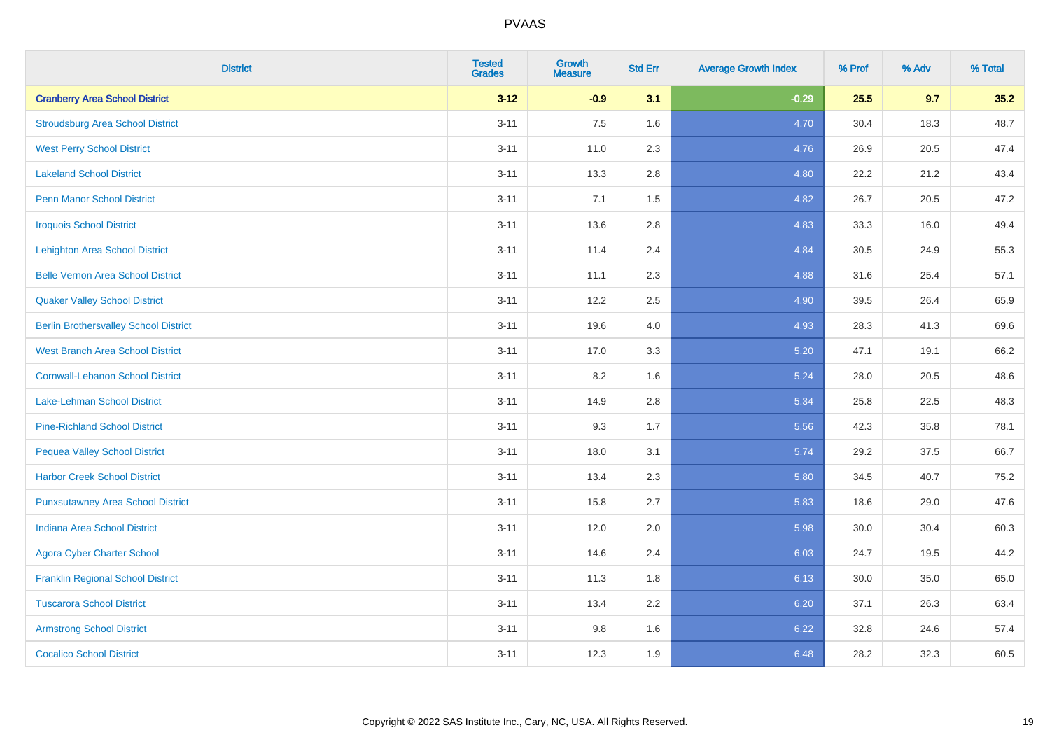| District | Tested Grades | Growth Measure | Std Err | Average Growth Index | % Prof | % Adv | % Total |
|---|---|---|---|---|---|---|---|
| **Cranberry Area School District** | **3-12** | **-0.9** | **3.1** | **-0.29** | **25.5** | **9.7** | **35.2** |
| Stroudsburg Area School District | 3-11 | 7.5 | 1.6 | 4.70 | 30.4 | 18.3 | 48.7 |
| West Perry School District | 3-11 | 11.0 | 2.3 | 4.76 | 26.9 | 20.5 | 47.4 |
| Lakeland School District | 3-11 | 13.3 | 2.8 | 4.80 | 22.2 | 21.2 | 43.4 |
| Penn Manor School District | 3-11 | 7.1 | 1.5 | 4.82 | 26.7 | 20.5 | 47.2 |
| Iroquois School District | 3-11 | 13.6 | 2.8 | 4.83 | 33.3 | 16.0 | 49.4 |
| Lehighton Area School District | 3-11 | 11.4 | 2.4 | 4.84 | 30.5 | 24.9 | 55.3 |
| Belle Vernon Area School District | 3-11 | 11.1 | 2.3 | 4.88 | 31.6 | 25.4 | 57.1 |
| Quaker Valley School District | 3-11 | 12.2 | 2.5 | 4.90 | 39.5 | 26.4 | 65.9 |
| Berlin Brothersvalley School District | 3-11 | 19.6 | 4.0 | 4.93 | 28.3 | 41.3 | 69.6 |
| West Branch Area School District | 3-11 | 17.0 | 3.3 | 5.20 | 47.1 | 19.1 | 66.2 |
| Cornwall-Lebanon School District | 3-11 | 8.2 | 1.6 | 5.24 | 28.0 | 20.5 | 48.6 |
| Lake-Lehman School District | 3-11 | 14.9 | 2.8 | 5.34 | 25.8 | 22.5 | 48.3 |
| Pine-Richland School District | 3-11 | 9.3 | 1.7 | 5.56 | 42.3 | 35.8 | 78.1 |
| Pequea Valley School District | 3-11 | 18.0 | 3.1 | 5.74 | 29.2 | 37.5 | 66.7 |
| Harbor Creek School District | 3-11 | 13.4 | 2.3 | 5.80 | 34.5 | 40.7 | 75.2 |
| Punxsutawney Area School District | 3-11 | 15.8 | 2.7 | 5.83 | 18.6 | 29.0 | 47.6 |
| Indiana Area School District | 3-11 | 12.0 | 2.0 | 5.98 | 30.0 | 30.4 | 60.3 |
| Agora Cyber Charter School | 3-11 | 14.6 | 2.4 | 6.03 | 24.7 | 19.5 | 44.2 |
| Franklin Regional School District | 3-11 | 11.3 | 1.8 | 6.13 | 30.0 | 35.0 | 65.0 |
| Tuscarora School District | 3-11 | 13.4 | 2.2 | 6.20 | 37.1 | 26.3 | 63.4 |
| Armstrong School District | 3-11 | 9.8 | 1.6 | 6.22 | 32.8 | 24.6 | 57.4 |
| Cocalico School District | 3-11 | 12.3 | 1.9 | 6.48 | 28.2 | 32.3 | 60.5 |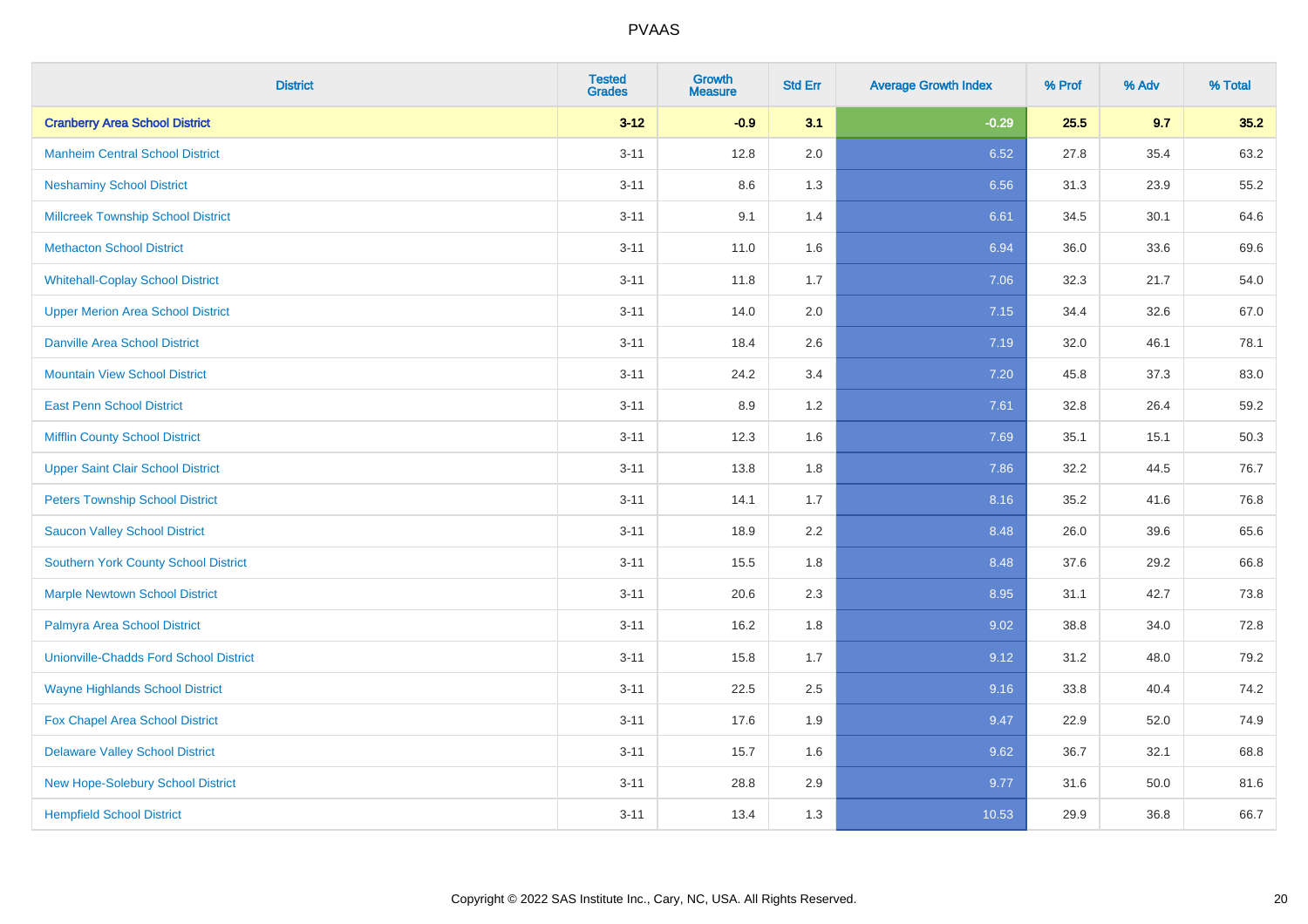PVAAS

| District | Tested Grades | Growth Measure | Std Err | Average Growth Index | % Prof | % Adv | % Total |
|---|---|---|---|---|---|---|---|
| **Cranberry Area School District** | **3-12** | **-0.9** | **3.1** | **-0.29** | **25.5** | **9.7** | **35.2** |
| Manheim Central School District | 3-11 | 12.8 | 2.0 | 6.52 | 27.8 | 35.4 | 63.2 |
| Neshaminy School District | 3-11 | 8.6 | 1.3 | 6.56 | 31.3 | 23.9 | 55.2 |
| Millcreek Township School District | 3-11 | 9.1 | 1.4 | 6.61 | 34.5 | 30.1 | 64.6 |
| Methacton School District | 3-11 | 11.0 | 1.6 | 6.94 | 36.0 | 33.6 | 69.6 |
| Whitehall-Coplay School District | 3-11 | 11.8 | 1.7 | 7.06 | 32.3 | 21.7 | 54.0 |
| Upper Merion Area School District | 3-11 | 14.0 | 2.0 | 7.15 | 34.4 | 32.6 | 67.0 |
| Danville Area School District | 3-11 | 18.4 | 2.6 | 7.19 | 32.0 | 46.1 | 78.1 |
| Mountain View School District | 3-11 | 24.2 | 3.4 | 7.20 | 45.8 | 37.3 | 83.0 |
| East Penn School District | 3-11 | 8.9 | 1.2 | 7.61 | 32.8 | 26.4 | 59.2 |
| Mifflin County School District | 3-11 | 12.3 | 1.6 | 7.69 | 35.1 | 15.1 | 50.3 |
| Upper Saint Clair School District | 3-11 | 13.8 | 1.8 | 7.86 | 32.2 | 44.5 | 76.7 |
| Peters Township School District | 3-11 | 14.1 | 1.7 | 8.16 | 35.2 | 41.6 | 76.8 |
| Saucon Valley School District | 3-11 | 18.9 | 2.2 | 8.48 | 26.0 | 39.6 | 65.6 |
| Southern York County School District | 3-11 | 15.5 | 1.8 | 8.48 | 37.6 | 29.2 | 66.8 |
| Marple Newtown School District | 3-11 | 20.6 | 2.3 | 8.95 | 31.1 | 42.7 | 73.8 |
| Palmyra Area School District | 3-11 | 16.2 | 1.8 | 9.02 | 38.8 | 34.0 | 72.8 |
| Unionville-Chadds Ford School District | 3-11 | 15.8 | 1.7 | 9.12 | 31.2 | 48.0 | 79.2 |
| Wayne Highlands School District | 3-11 | 22.5 | 2.5 | 9.16 | 33.8 | 40.4 | 74.2 |
| Fox Chapel Area School District | 3-11 | 17.6 | 1.9 | 9.47 | 22.9 | 52.0 | 74.9 |
| Delaware Valley School District | 3-11 | 15.7 | 1.6 | 9.62 | 36.7 | 32.1 | 68.8 |
| New Hope-Solebury School District | 3-11 | 28.8 | 2.9 | 9.77 | 31.6 | 50.0 | 81.6 |
| Hempfield School District | 3-11 | 13.4 | 1.3 | 10.53 | 29.9 | 36.8 | 66.7 |

Copyright © 2022 SAS Institute Inc., Cary, NC, USA. All Rights Reserved.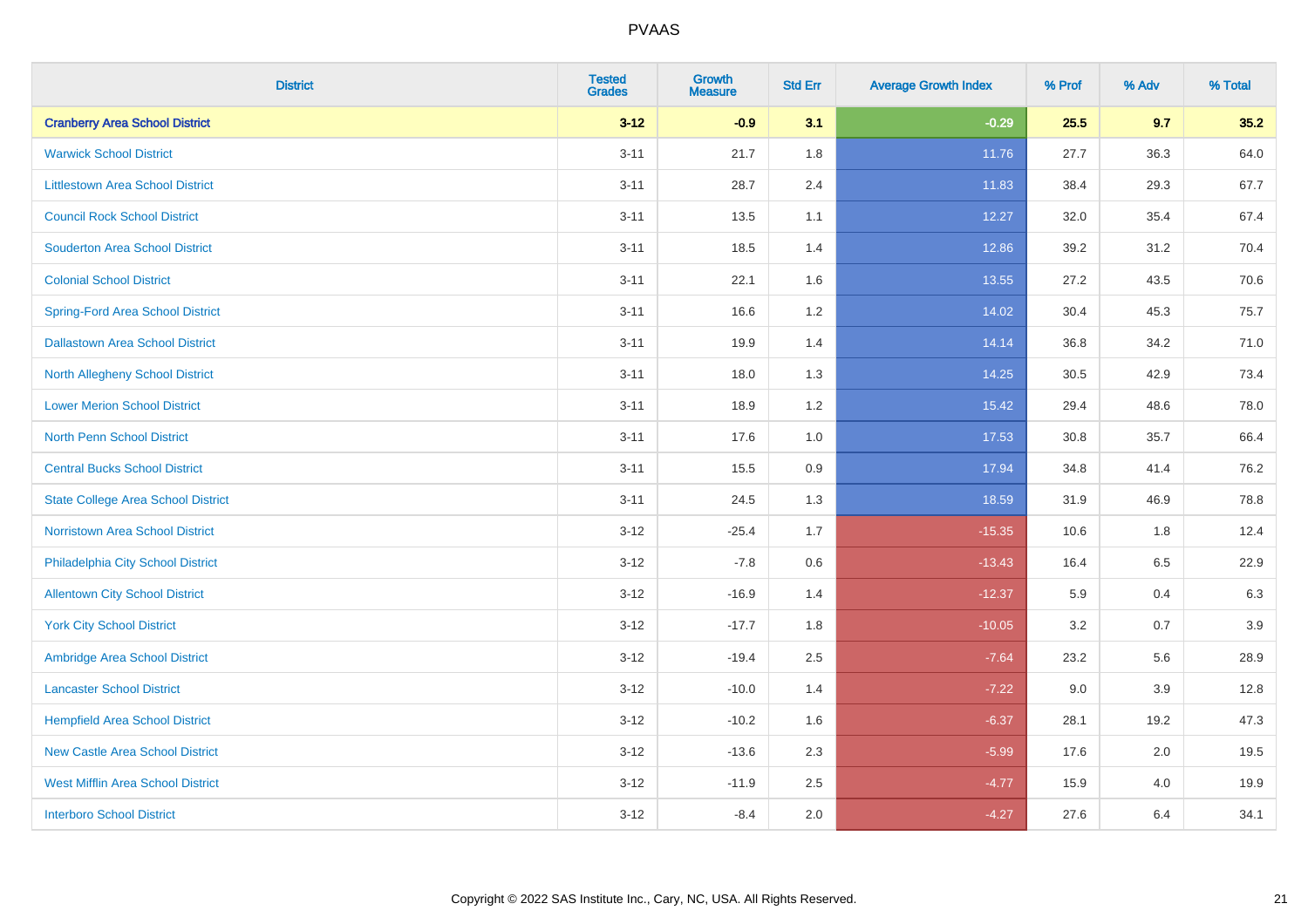| District | Tested Grades | Growth Measure | Std Err | Average Growth Index | % Prof | % Adv | % Total |
|---|---|---|---|---|---|---|---|
| **Cranberry Area School District** | **3-12** | **-0.9** | **3.1** | **-0.29** | **25.5** | **9.7** | **35.2** |
| Warwick School District | 3-11 | 21.7 | 1.8 | 11.76 | 27.7 | 36.3 | 64.0 |
| Littlestown Area School District | 3-11 | 28.7 | 2.4 | 11.83 | 38.4 | 29.3 | 67.7 |
| Council Rock School District | 3-11 | 13.5 | 1.1 | 12.27 | 32.0 | 35.4 | 67.4 |
| Souderton Area School District | 3-11 | 18.5 | 1.4 | 12.86 | 39.2 | 31.2 | 70.4 |
| Colonial School District | 3-11 | 22.1 | 1.6 | 13.55 | 27.2 | 43.5 | 70.6 |
| Spring-Ford Area School District | 3-11 | 16.6 | 1.2 | 14.02 | 30.4 | 45.3 | 75.7 |
| Dallastown Area School District | 3-11 | 19.9 | 1.4 | 14.14 | 36.8 | 34.2 | 71.0 |
| North Allegheny School District | 3-11 | 18.0 | 1.3 | 14.25 | 30.5 | 42.9 | 73.4 |
| Lower Merion School District | 3-11 | 18.9 | 1.2 | 15.42 | 29.4 | 48.6 | 78.0 |
| North Penn School District | 3-11 | 17.6 | 1.0 | 17.53 | 30.8 | 35.7 | 66.4 |
| Central Bucks School District | 3-11 | 15.5 | 0.9 | 17.94 | 34.8 | 41.4 | 76.2 |
| State College Area School District | 3-11 | 24.5 | 1.3 | 18.59 | 31.9 | 46.9 | 78.8 |
| Norristown Area School District | 3-12 | -25.4 | 1.7 | -15.35 | 10.6 | 1.8 | 12.4 |
| Philadelphia City School District | 3-12 | -7.8 | 0.6 | -13.43 | 16.4 | 6.5 | 22.9 |
| Allentown City School District | 3-12 | -16.9 | 1.4 | -12.37 | 5.9 | 0.4 | 6.3 |
| York City School District | 3-12 | -17.7 | 1.8 | -10.05 | 3.2 | 0.7 | 3.9 |
| Ambridge Area School District | 3-12 | -19.4 | 2.5 | -7.64 | 23.2 | 5.6 | 28.9 |
| Lancaster School District | 3-12 | -10.0 | 1.4 | -7.22 | 9.0 | 3.9 | 12.8 |
| Hempfield Area School District | 3-12 | -10.2 | 1.6 | -6.37 | 28.1 | 19.2 | 47.3 |
| New Castle Area School District | 3-12 | -13.6 | 2.3 | -5.99 | 17.6 | 2.0 | 19.5 |
| West Mifflin Area School District | 3-12 | -11.9 | 2.5 | -4.77 | 15.9 | 4.0 | 19.9 |
| Interboro School District | 3-12 | -8.4 | 2.0 | -4.27 | 27.6 | 6.4 | 34.1 |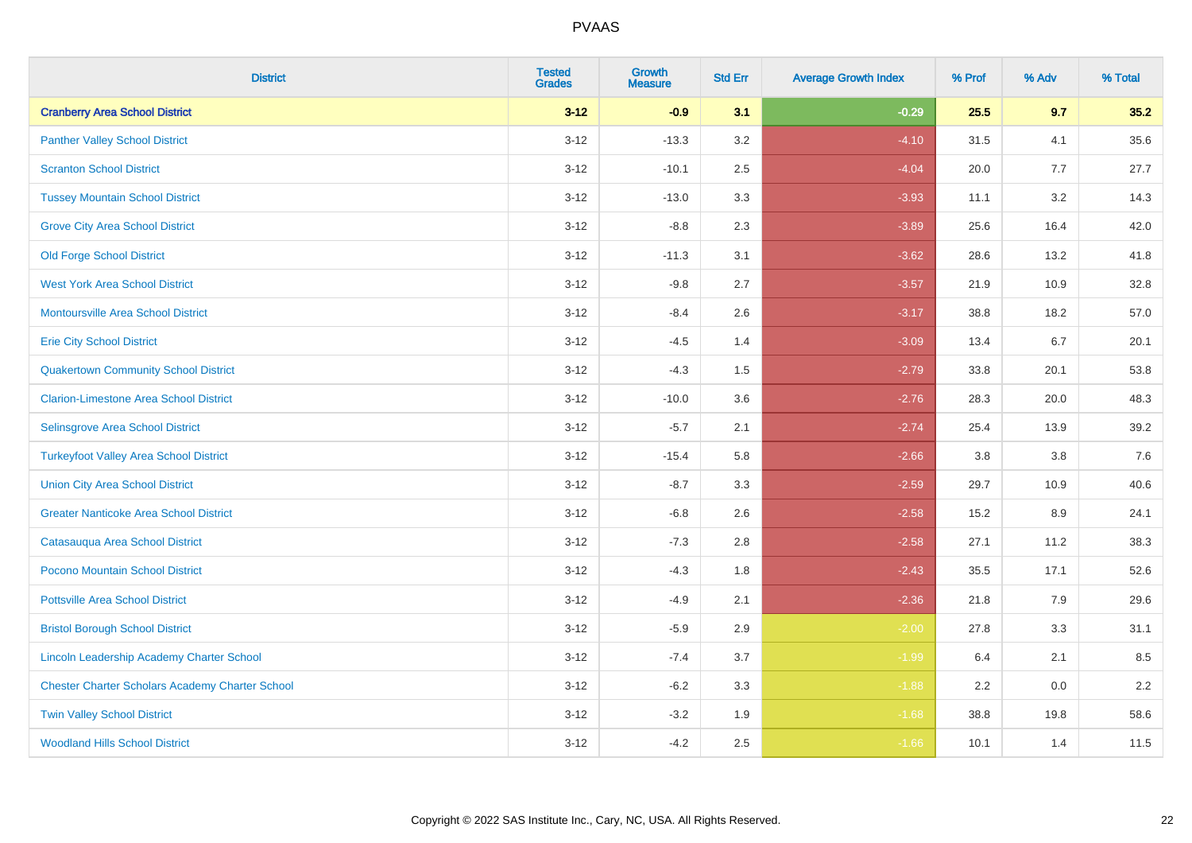| District | Tested Grades | Growth Measure | Std Err | Average Growth Index | % Prof | % Adv | % Total |
|---|---|---|---|---|---|---|---|
| **Cranberry Area School District** | **3-12** | **-0.9** | **3.1** | **-0.29** | **25.5** | **9.7** | **35.2** |
| Panther Valley School District | 3-12 | -13.3 | 3.2 | -4.10 | 31.5 | 4.1 | 35.6 |
| Scranton School District | 3-12 | -10.1 | 2.5 | -4.04 | 20.0 | 7.7 | 27.7 |
| Tussey Mountain School District | 3-12 | -13.0 | 3.3 | -3.93 | 11.1 | 3.2 | 14.3 |
| Grove City Area School District | 3-12 | -8.8 | 2.3 | -3.89 | 25.6 | 16.4 | 42.0 |
| Old Forge School District | 3-12 | -11.3 | 3.1 | -3.62 | 28.6 | 13.2 | 41.8 |
| West York Area School District | 3-12 | -9.8 | 2.7 | -3.57 | 21.9 | 10.9 | 32.8 |
| Montoursville Area School District | 3-12 | -8.4 | 2.6 | -3.17 | 38.8 | 18.2 | 57.0 |
| Erie City School District | 3-12 | -4.5 | 1.4 | -3.09 | 13.4 | 6.7 | 20.1 |
| Quakertown Community School District | 3-12 | -4.3 | 1.5 | -2.79 | 33.8 | 20.1 | 53.8 |
| Clarion-Limestone Area School District | 3-12 | -10.0 | 3.6 | -2.76 | 28.3 | 20.0 | 48.3 |
| Selinsgrove Area School District | 3-12 | -5.7 | 2.1 | -2.74 | 25.4 | 13.9 | 39.2 |
| Turkeyfoot Valley Area School District | 3-12 | -15.4 | 5.8 | -2.66 | 3.8 | 3.8 | 7.6 |
| Union City Area School District | 3-12 | -8.7 | 3.3 | -2.59 | 29.7 | 10.9 | 40.6 |
| Greater Nanticoke Area School District | 3-12 | -6.8 | 2.6 | -2.58 | 15.2 | 8.9 | 24.1 |
| Catasauqua Area School District | 3-12 | -7.3 | 2.8 | -2.58 | 27.1 | 11.2 | 38.3 |
| Pocono Mountain School District | 3-12 | -4.3 | 1.8 | -2.43 | 35.5 | 17.1 | 52.6 |
| Pottsville Area School District | 3-12 | -4.9 | 2.1 | -2.36 | 21.8 | 7.9 | 29.6 |
| Bristol Borough School District | 3-12 | -5.9 | 2.9 | -2.00 | 27.8 | 3.3 | 31.1 |
| Lincoln Leadership Academy Charter School | 3-12 | -7.4 | 3.7 | -1.99 | 6.4 | 2.1 | 8.5 |
| Chester Charter Scholars Academy Charter School | 3-12 | -6.2 | 3.3 | -1.88 | 2.2 | 0.0 | 2.2 |
| Twin Valley School District | 3-12 | -3.2 | 1.9 | -1.68 | 38.8 | 19.8 | 58.6 |
| Woodland Hills School District | 3-12 | -4.2 | 2.5 | -1.66 | 10.1 | 1.4 | 11.5 |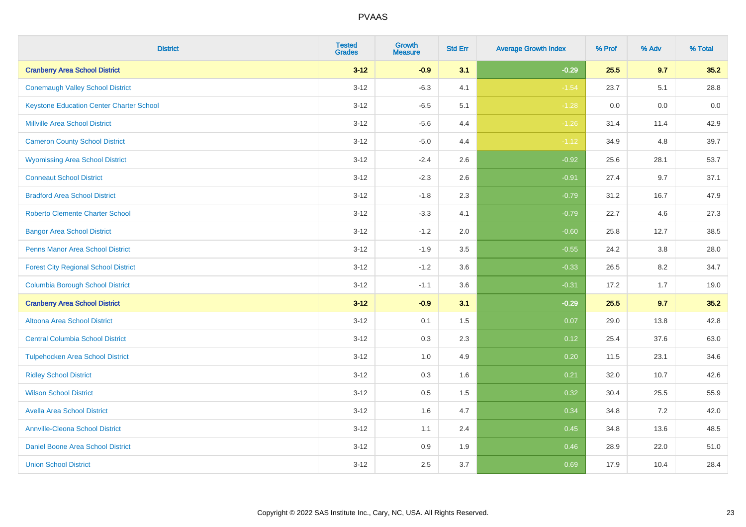| District | Tested Grades | Growth Measure | Std Err | Average Growth Index | % Prof | % Adv | % Total |
|---|---|---|---|---|---|---|---|
| **Cranberry Area School District** | **3-12** | **-0.9** | **3.1** | **-0.29** | **25.5** | **9.7** | **35.2** |
| Conemaugh Valley School District | 3-12 | -6.3 | 4.1 | -1.54 | 23.7 | 5.1 | 28.8 |
| Keystone Education Center Charter School | 3-12 | -6.5 | 5.1 | -1.28 | 0.0 | 0.0 | 0.0 |
| Millville Area School District | 3-12 | -5.6 | 4.4 | -1.26 | 31.4 | 11.4 | 42.9 |
| Cameron County School District | 3-12 | -5.0 | 4.4 | -1.12 | 34.9 | 4.8 | 39.7 |
| Wyomissing Area School District | 3-12 | -2.4 | 2.6 | -0.92 | 25.6 | 28.1 | 53.7 |
| Conneaut School District | 3-12 | -2.3 | 2.6 | -0.91 | 27.4 | 9.7 | 37.1 |
| Bradford Area School District | 3-12 | -1.8 | 2.3 | -0.79 | 31.2 | 16.7 | 47.9 |
| Roberto Clemente Charter School | 3-12 | -3.3 | 4.1 | -0.79 | 22.7 | 4.6 | 27.3 |
| Bangor Area School District | 3-12 | -1.2 | 2.0 | -0.60 | 25.8 | 12.7 | 38.5 |
| Penns Manor Area School District | 3-12 | -1.9 | 3.5 | -0.55 | 24.2 | 3.8 | 28.0 |
| Forest City Regional School District | 3-12 | -1.2 | 3.6 | -0.33 | 26.5 | 8.2 | 34.7 |
| Columbia Borough School District | 3-12 | -1.1 | 3.6 | -0.31 | 17.2 | 1.7 | 19.0 |
| **Cranberry Area School District** | **3-12** | **-0.9** | **3.1** | **-0.29** | **25.5** | **9.7** | **35.2** |
| Altoona Area School District | 3-12 | 0.1 | 1.5 | 0.07 | 29.0 | 13.8 | 42.8 |
| Central Columbia School District | 3-12 | 0.3 | 2.3 | 0.12 | 25.4 | 37.6 | 63.0 |
| Tulpehocken Area School District | 3-12 | 1.0 | 4.9 | 0.20 | 11.5 | 23.1 | 34.6 |
| Ridley School District | 3-12 | 0.3 | 1.6 | 0.21 | 32.0 | 10.7 | 42.6 |
| Wilson School District | 3-12 | 0.5 | 1.5 | 0.32 | 30.4 | 25.5 | 55.9 |
| Avella Area School District | 3-12 | 1.6 | 4.7 | 0.34 | 34.8 | 7.2 | 42.0 |
| Annville-Cleona School District | 3-12 | 1.1 | 2.4 | 0.45 | 34.8 | 13.6 | 48.5 |
| Daniel Boone Area School District | 3-12 | 0.9 | 1.9 | 0.46 | 28.9 | 22.0 | 51.0 |
| Union School District | 3-12 | 2.5 | 3.7 | 0.69 | 17.9 | 10.4 | 28.4 |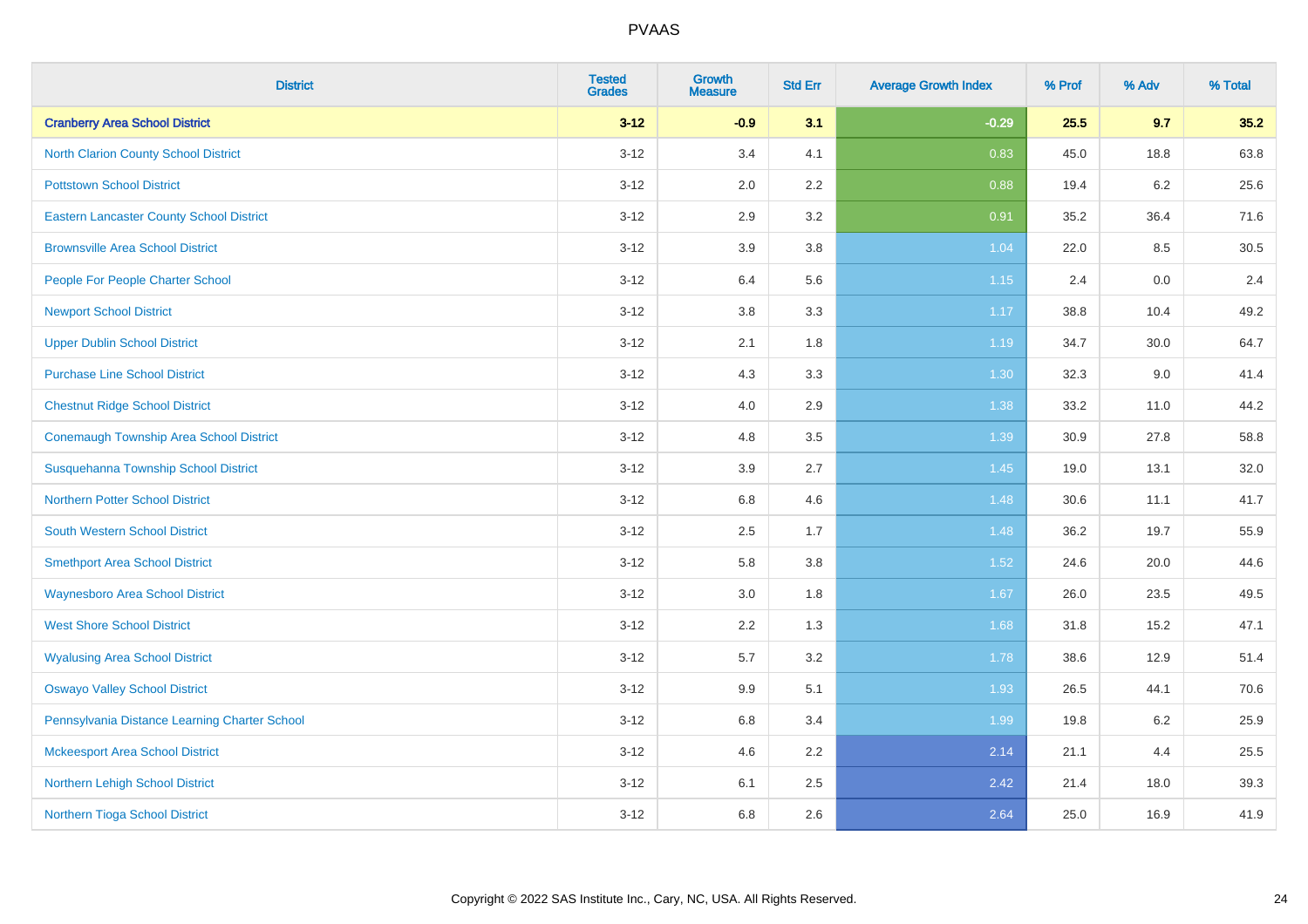| District | Tested Grades | Growth Measure | Std Err | Average Growth Index | % Prof | % Adv | % Total |
|---|---|---|---|---|---|---|---|
| **Cranberry Area School District** | **3-12** | **-0.9** | **3.1** | **-0.29** | **25.5** | **9.7** | **35.2** |
| North Clarion County School District | 3-12 | 3.4 | 4.1 | 0.83 | 45.0 | 18.8 | 63.8 |
| Pottstown School District | 3-12 | 2.0 | 2.2 | 0.88 | 19.4 | 6.2 | 25.6 |
| Eastern Lancaster County School District | 3-12 | 2.9 | 3.2 | 0.91 | 35.2 | 36.4 | 71.6 |
| Brownsville Area School District | 3-12 | 3.9 | 3.8 | 1.04 | 22.0 | 8.5 | 30.5 |
| People For People Charter School | 3-12 | 6.4 | 5.6 | 1.15 | 2.4 | 0.0 | 2.4 |
| Newport School District | 3-12 | 3.8 | 3.3 | 1.17 | 38.8 | 10.4 | 49.2 |
| Upper Dublin School District | 3-12 | 2.1 | 1.8 | 1.19 | 34.7 | 30.0 | 64.7 |
| Purchase Line School District | 3-12 | 4.3 | 3.3 | 1.30 | 32.3 | 9.0 | 41.4 |
| Chestnut Ridge School District | 3-12 | 4.0 | 2.9 | 1.38 | 33.2 | 11.0 | 44.2 |
| Conemaugh Township Area School District | 3-12 | 4.8 | 3.5 | 1.39 | 30.9 | 27.8 | 58.8 |
| Susquehanna Township School District | 3-12 | 3.9 | 2.7 | 1.45 | 19.0 | 13.1 | 32.0 |
| Northern Potter School District | 3-12 | 6.8 | 4.6 | 1.48 | 30.6 | 11.1 | 41.7 |
| South Western School District | 3-12 | 2.5 | 1.7 | 1.48 | 36.2 | 19.7 | 55.9 |
| Smethport Area School District | 3-12 | 5.8 | 3.8 | 1.52 | 24.6 | 20.0 | 44.6 |
| Waynesboro Area School District | 3-12 | 3.0 | 1.8 | 1.67 | 26.0 | 23.5 | 49.5 |
| West Shore School District | 3-12 | 2.2 | 1.3 | 1.68 | 31.8 | 15.2 | 47.1 |
| Wyalusing Area School District | 3-12 | 5.7 | 3.2 | 1.78 | 38.6 | 12.9 | 51.4 |
| Oswayo Valley School District | 3-12 | 9.9 | 5.1 | 1.93 | 26.5 | 44.1 | 70.6 |
| Pennsylvania Distance Learning Charter School | 3-12 | 6.8 | 3.4 | 1.99 | 19.8 | 6.2 | 25.9 |
| Mckeesport Area School District | 3-12 | 4.6 | 2.2 | 2.14 | 21.1 | 4.4 | 25.5 |
| Northern Lehigh School District | 3-12 | 6.1 | 2.5 | 2.42 | 21.4 | 18.0 | 39.3 |
| Northern Tioga School District | 3-12 | 6.8 | 2.6 | 2.64 | 25.0 | 16.9 | 41.9 |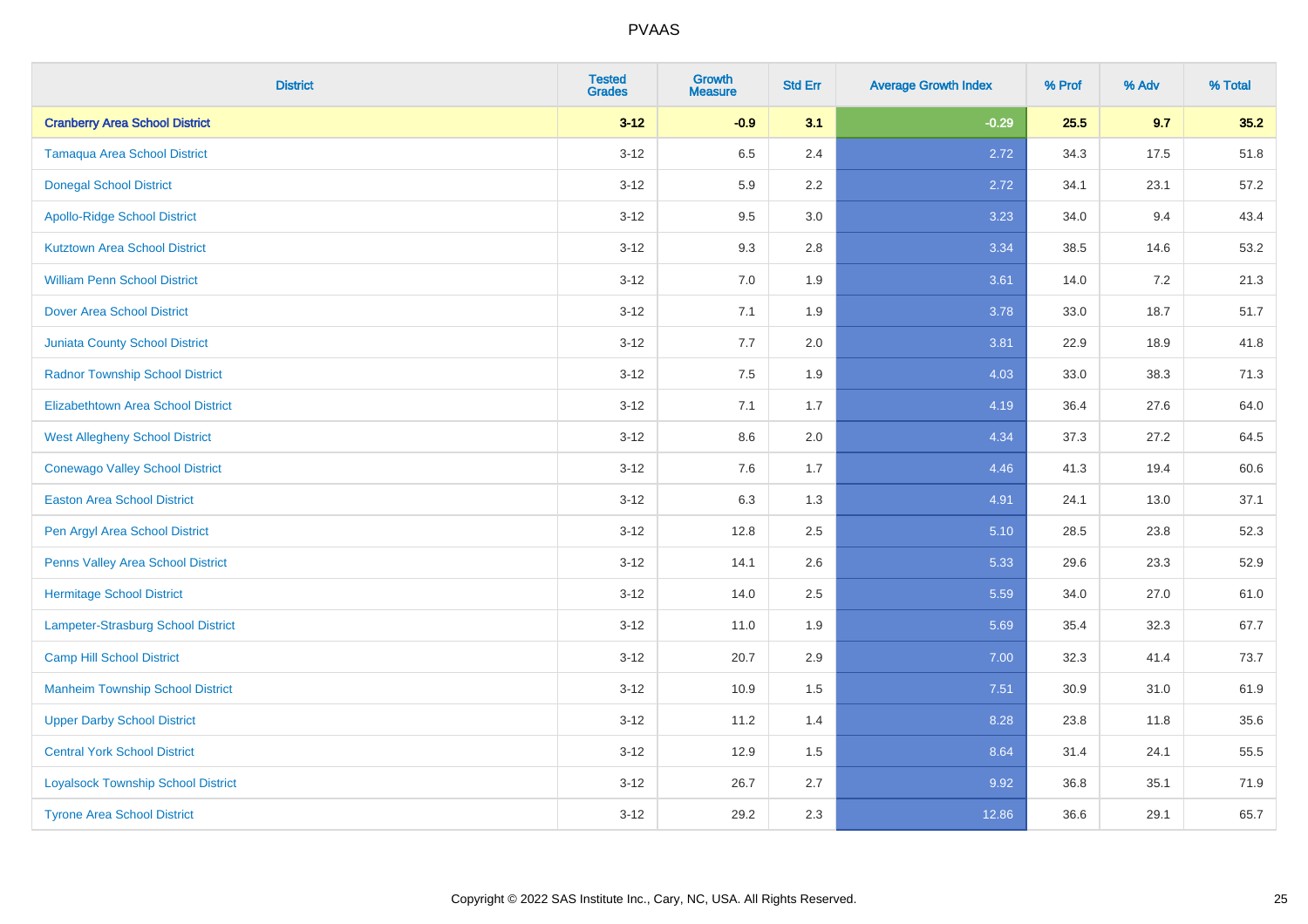| District | Tested Grades | Growth Measure | Std Err | Average Growth Index | % Prof | % Adv | % Total |
|---|---|---|---|---|---|---|---|
| **Cranberry Area School District** | **3-12** | **-0.9** | **3.1** | **-0.29** | **25.5** | **9.7** | **35.2** |
| Tamaqua Area School District | 3-12 | 6.5 | 2.4 | 2.72 | 34.3 | 17.5 | 51.8 |
| Donegal School District | 3-12 | 5.9 | 2.2 | 2.72 | 34.1 | 23.1 | 57.2 |
| Apollo-Ridge School District | 3-12 | 9.5 | 3.0 | 3.23 | 34.0 | 9.4 | 43.4 |
| Kutztown Area School District | 3-12 | 9.3 | 2.8 | 3.34 | 38.5 | 14.6 | 53.2 |
| William Penn School District | 3-12 | 7.0 | 1.9 | 3.61 | 14.0 | 7.2 | 21.3 |
| Dover Area School District | 3-12 | 7.1 | 1.9 | 3.78 | 33.0 | 18.7 | 51.7 |
| Juniata County School District | 3-12 | 7.7 | 2.0 | 3.81 | 22.9 | 18.9 | 41.8 |
| Radnor Township School District | 3-12 | 7.5 | 1.9 | 4.03 | 33.0 | 38.3 | 71.3 |
| Elizabethtown Area School District | 3-12 | 7.1 | 1.7 | 4.19 | 36.4 | 27.6 | 64.0 |
| West Allegheny School District | 3-12 | 8.6 | 2.0 | 4.34 | 37.3 | 27.2 | 64.5 |
| Conewago Valley School District | 3-12 | 7.6 | 1.7 | 4.46 | 41.3 | 19.4 | 60.6 |
| Easton Area School District | 3-12 | 6.3 | 1.3 | 4.91 | 24.1 | 13.0 | 37.1 |
| Pen Argyl Area School District | 3-12 | 12.8 | 2.5 | 5.10 | 28.5 | 23.8 | 52.3 |
| Penns Valley Area School District | 3-12 | 14.1 | 2.6 | 5.33 | 29.6 | 23.3 | 52.9 |
| Hermitage School District | 3-12 | 14.0 | 2.5 | 5.59 | 34.0 | 27.0 | 61.0 |
| Lampeter-Strasburg School District | 3-12 | 11.0 | 1.9 | 5.69 | 35.4 | 32.3 | 67.7 |
| Camp Hill School District | 3-12 | 20.7 | 2.9 | 7.00 | 32.3 | 41.4 | 73.7 |
| Manheim Township School District | 3-12 | 10.9 | 1.5 | 7.51 | 30.9 | 31.0 | 61.9 |
| Upper Darby School District | 3-12 | 11.2 | 1.4 | 8.28 | 23.8 | 11.8 | 35.6 |
| Central York School District | 3-12 | 12.9 | 1.5 | 8.64 | 31.4 | 24.1 | 55.5 |
| Loyalsock Township School District | 3-12 | 26.7 | 2.7 | 9.92 | 36.8 | 35.1 | 71.9 |
| Tyrone Area School District | 3-12 | 29.2 | 2.3 | 12.86 | 36.6 | 29.1 | 65.7 |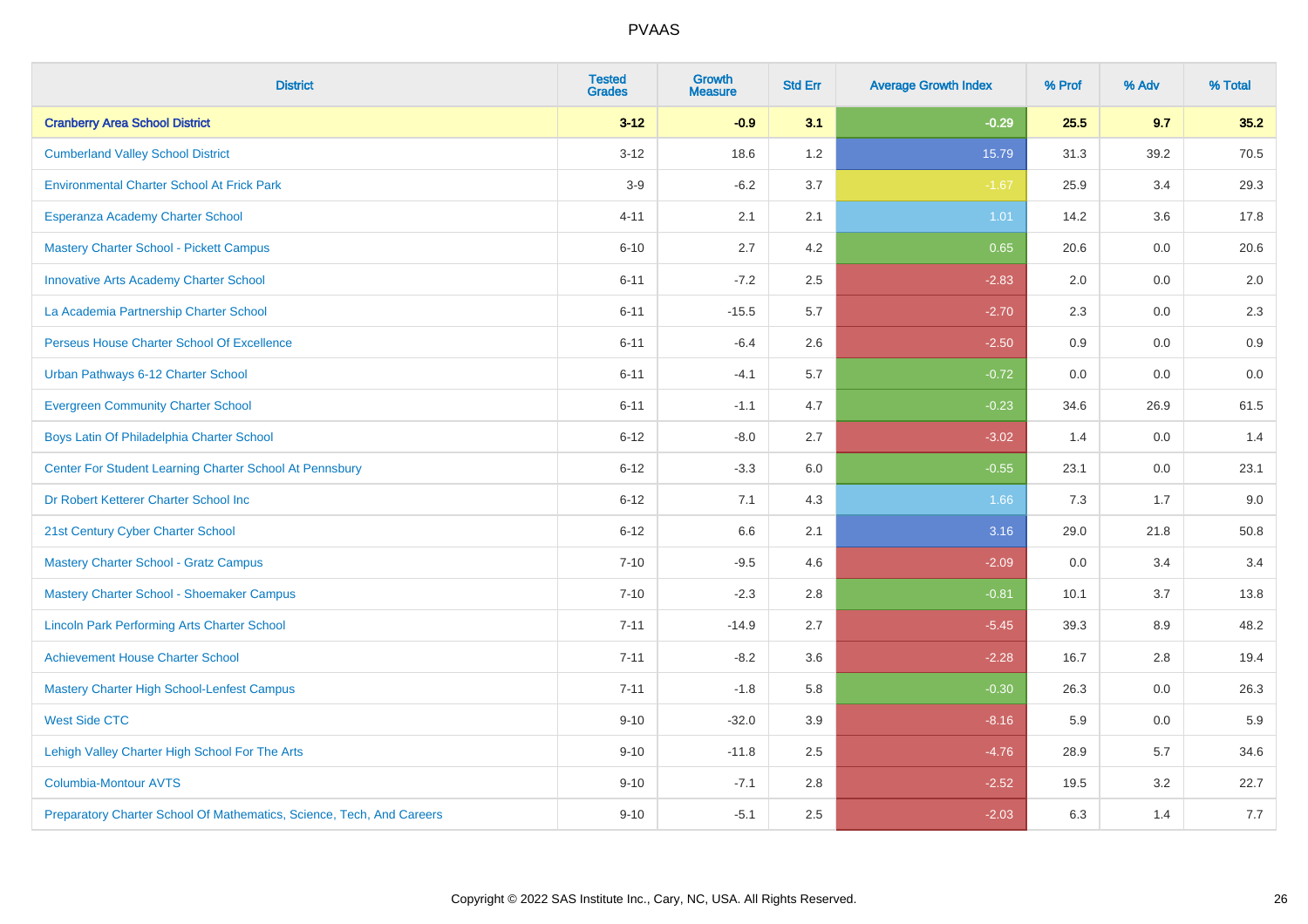# PVAAS

| District | Tested Grades | Growth Measure | Std Err | Average Growth Index | % Prof | % Adv | % Total |
|---|---|---|---|---|---|---|---|
| **Cranberry Area School District** | **3-12** | **-0.9** | **3.1** | **-0.29** | **25.5** | **9.7** | **35.2** |
| Cumberland Valley School District | 3-12 | 18.6 | 1.2 | 15.79 | 31.3 | 39.2 | 70.5 |
| Environmental Charter School At Frick Park | 3-9 | -6.2 | 3.7 | -1.67 | 25.9 | 3.4 | 29.3 |
| Esperanza Academy Charter School | 4-11 | 2.1 | 2.1 | 1.01 | 14.2 | 3.6 | 17.8 |
| Mastery Charter School - Pickett Campus | 6-10 | 2.7 | 4.2 | 0.65 | 20.6 | 0.0 | 20.6 |
| Innovative Arts Academy Charter School | 6-11 | -7.2 | 2.5 | -2.83 | 2.0 | 0.0 | 2.0 |
| La Academia Partnership Charter School | 6-11 | -15.5 | 5.7 | -2.70 | 2.3 | 0.0 | 2.3 |
| Perseus House Charter School Of Excellence | 6-11 | -6.4 | 2.6 | -2.50 | 0.9 | 0.0 | 0.9 |
| Urban Pathways 6-12 Charter School | 6-11 | -4.1 | 5.7 | -0.72 | 0.0 | 0.0 | 0.0 |
| Evergreen Community Charter School | 6-11 | -1.1 | 4.7 | -0.23 | 34.6 | 26.9 | 61.5 |
| Boys Latin Of Philadelphia Charter School | 6-12 | -8.0 | 2.7 | -3.02 | 1.4 | 0.0 | 1.4 |
| Center For Student Learning Charter School At Pennsbury | 6-12 | -3.3 | 6.0 | -0.55 | 23.1 | 0.0 | 23.1 |
| Dr Robert Ketterer Charter School Inc | 6-12 | 7.1 | 4.3 | 1.66 | 7.3 | 1.7 | 9.0 |
| 21st Century Cyber Charter School | 6-12 | 6.6 | 2.1 | 3.16 | 29.0 | 21.8 | 50.8 |
| Mastery Charter School - Gratz Campus | 7-10 | -9.5 | 4.6 | -2.09 | 0.0 | 3.4 | 3.4 |
| Mastery Charter School - Shoemaker Campus | 7-10 | -2.3 | 2.8 | -0.81 | 10.1 | 3.7 | 13.8 |
| Lincoln Park Performing Arts Charter School | 7-11 | -14.9 | 2.7 | -5.45 | 39.3 | 8.9 | 48.2 |
| Achievement House Charter School | 7-11 | -8.2 | 3.6 | -2.28 | 16.7 | 2.8 | 19.4 |
| Mastery Charter High School-Lenfest Campus | 7-11 | -1.8 | 5.8 | -0.30 | 26.3 | 0.0 | 26.3 |
| West Side CTC | 9-10 | -32.0 | 3.9 | -8.16 | 5.9 | 0.0 | 5.9 |
| Lehigh Valley Charter High School For The Arts | 9-10 | -11.8 | 2.5 | -4.76 | 28.9 | 5.7 | 34.6 |
| Columbia-Montour AVTS | 9-10 | -7.1 | 2.8 | -2.52 | 19.5 | 3.2 | 22.7 |
| Preparatory Charter School Of Mathematics, Science, Tech, And Careers | 9-10 | -5.1 | 2.5 | -2.03 | 6.3 | 1.4 | 7.7 |

Copyright © 2022 SAS Institute Inc., Cary, NC, USA. All Rights Reserved.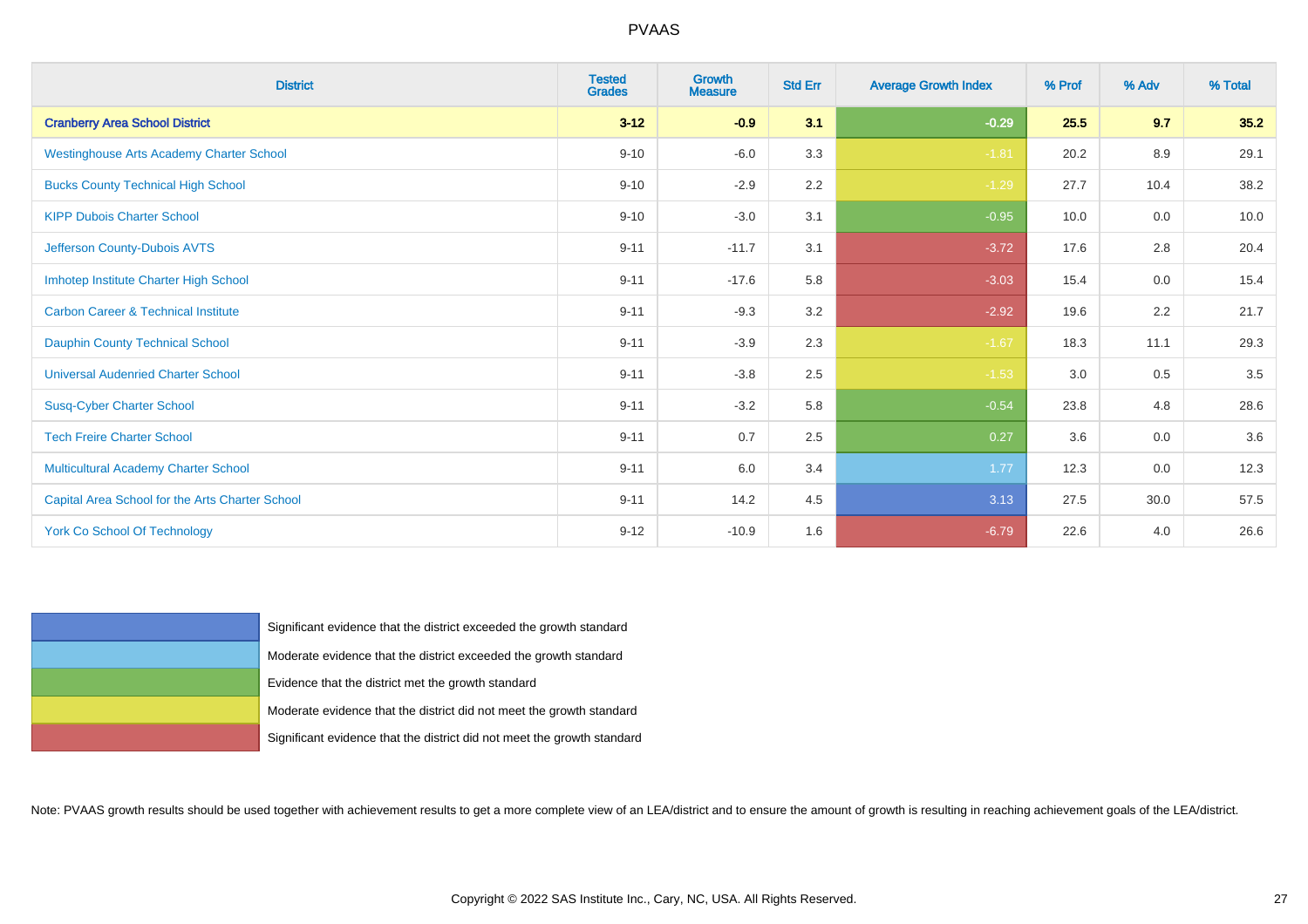# PVAAS

| District | Tested Grades | Growth Measure | Std Err | Average Growth Index | % Prof | % Adv | % Total |
|---|---|---|---|---|---|---|---|
| **Cranberry Area School District** | **3-12** | **-0.9** | **3.1** | **-0.29** | **25.5** | **9.7** | **35.2** |
| Westinghouse Arts Academy Charter School | 9-10 | -6.0 | 3.3 | -1.81 | 20.2 | 8.9 | 29.1 |
| Bucks County Technical High School | 9-10 | -2.9 | 2.2 | -1.29 | 27.7 | 10.4 | 38.2 |
| KIPP Dubois Charter School | 9-10 | -3.0 | 3.1 | -0.95 | 10.0 | 0.0 | 10.0 |
| Jefferson County-Dubois AVTS | 9-11 | -11.7 | 3.1 | -3.72 | 17.6 | 2.8 | 20.4 |
| Imhotep Institute Charter High School | 9-11 | -17.6 | 5.8 | -3.03 | 15.4 | 0.0 | 15.4 |
| Carbon Career & Technical Institute | 9-11 | -9.3 | 3.2 | -2.92 | 19.6 | 2.2 | 21.7 |
| Dauphin County Technical School | 9-11 | -3.9 | 2.3 | -1.67 | 18.3 | 11.1 | 29.3 |
| Universal Audenried Charter School | 9-11 | -3.8 | 2.5 | -1.53 | 3.0 | 0.5 | 3.5 |
| Susq-Cyber Charter School | 9-11 | -3.2 | 5.8 | -0.54 | 23.8 | 4.8 | 28.6 |
| Tech Freire Charter School | 9-11 | 0.7 | 2.5 | 0.27 | 3.6 | 0.0 | 3.6 |
| Multicultural Academy Charter School | 9-11 | 6.0 | 3.4 | 1.77 | 12.3 | 0.0 | 12.3 |
| Capital Area School for the Arts Charter School | 9-11 | 14.2 | 4.5 | 3.13 | 27.5 | 30.0 | 57.5 |
| York Co School Of Technology | 9-12 | -10.9 | 1.6 | -6.79 | 22.6 | 4.0 | 26.6 |

Significant evidence that the district exceeded the growth standard

Moderate evidence that the district exceeded the growth standard

Evidence that the district met the growth standard

Moderate evidence that the district did not meet the growth standard

Significant evidence that the district did not meet the growth standard

Note: PVAAS growth results should be used together with achievement results to get a more complete view of an LEA/district and to ensure the amount of growth is resulting in reaching achievement goals of the LEA/district.

Copyright © 2022 SAS Institute Inc., Cary, NC, USA. All Rights Reserved.